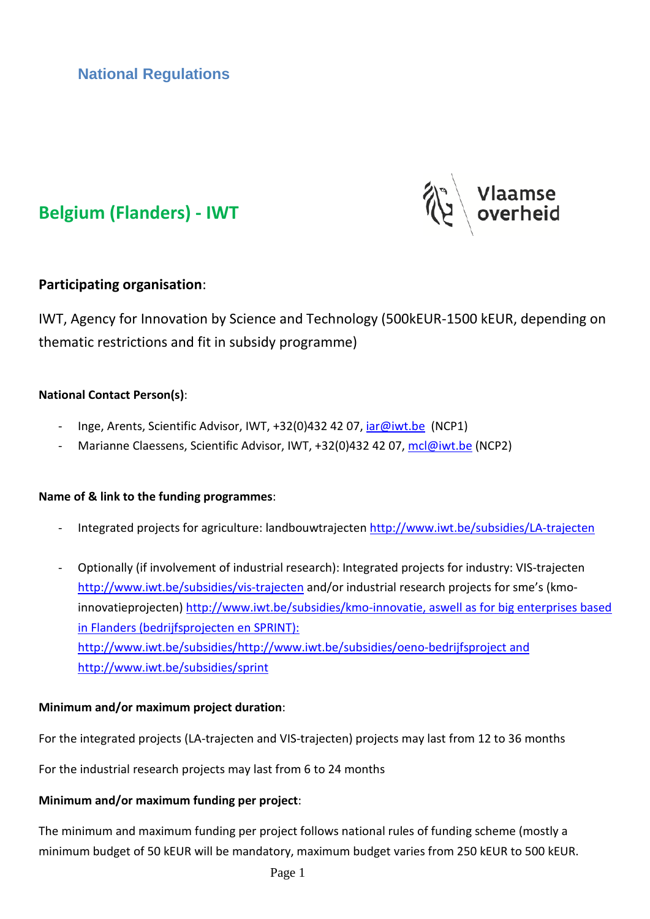## National Regulations

# Belgium (Flanders) - IWT

Vlaamse overheid

**Participating organisation**:

IWT, Agency for Innovation by Science and Technology (500kEUR-1500 kEUR, depending on thematic restrictions and fit in subsidy programme)

**National Contact Person(s)**:

- Inge, Arents, Scientific Advisor, IWT, +32(0)432 42 07, iar@iwt.be (NCP1)
- Marianne Claessens, Scientific Advisor, IWT, +32(0)432 42 07, mcl@iwt.be (NCP2)

**Name of & link to the funding programmes**:

- Integrated projects for agriculture: landbouwtrajecten http://www.iwt.be/subsidies/LA-trajecten
- Optionally (if involvement of industrial research): Integrated projects for industry: VIS-trajecten http://www.iwt.be/subsidies/vis-trajecten and/or industrial research projects for sme's (kmo-innovatieprojecten) http://www.iwt.be/subsidies/kmo-innovatie, aswell as for big enterprises based in Flanders (bedrijfsprojecten en SPRINT): http://www.iwt.be/subsidies/http://www.iwt.be/subsidies/oeno-bedrijfsproject and http://www.iwt.be/subsidies/sprint

**Minimum and/or maximum project duration**:

For the integrated projects (LA-trajecten and VIS-trajecten) projects may last from 12 to 36 months

For the industrial research projects may last from 6 to 24 months

**Minimum and/or maximum funding per project**:

The minimum and maximum funding per project follows national rules of funding scheme (mostly a minimum budget of 50 kEUR will be mandatory, maximum budget varies from 250 kEUR to 500 kEUR.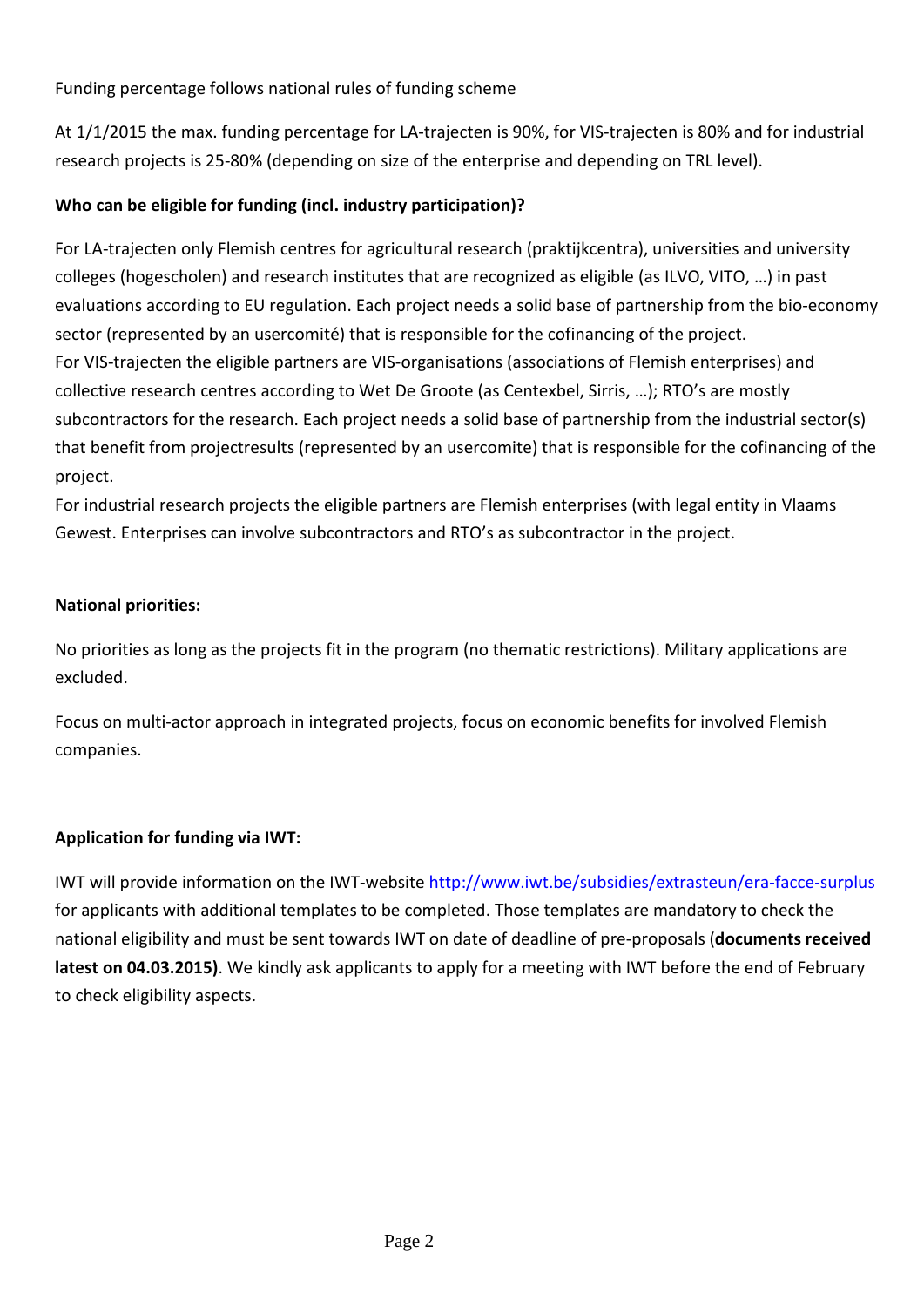Funding percentage follows national rules of funding scheme

At 1/1/2015 the max. funding percentage for LA-trajecten is 90%, for VIS-trajecten is 80% and for industrial research projects is 25-80% (depending on size of the enterprise and depending on TRL level).

**Who can be eligible for funding (incl. industry participation)?**

For LA-trajecten only Flemish centres for agricultural research (praktijkcentra), universities and university colleges (hogescholen) and research institutes that are recognized as eligible (as ILVO, VITO, …) in past evaluations according to EU regulation. Each project needs a solid base of partnership from the bio-economy sector (represented by an usercomité) that is responsible for the cofinancing of the project.
For VIS-trajecten the eligible partners are VIS-organisations (associations of Flemish enterprises) and collective research centres according to Wet De Groote (as Centexbel, Sirris, …); RTO's are mostly subcontractors for the research. Each project needs a solid base of partnership from the industrial sector(s) that benefit from projectresults (represented by an usercomite) that is responsible for the cofinancing of the project.
For industrial research projects the eligible partners are Flemish enterprises (with legal entity in Vlaams Gewest. Enterprises can involve subcontractors and RTO's as subcontractor in the project.

**National priorities:**

No priorities as long as the projects fit in the program (no thematic restrictions). Military applications are excluded.

Focus on multi-actor approach in integrated projects, focus on economic benefits for involved Flemish companies.

**Application for funding via IWT:**

IWT will provide information on the IWT-website http://www.iwt.be/subsidies/extrasteun/era-facce-surplus for applicants with additional templates to be completed. Those templates are mandatory to check the national eligibility and must be sent towards IWT on date of deadline of pre-proposals (**documents received latest on 04.03.2015)**. We kindly ask applicants to apply for a meeting with IWT before the end of February to check eligibility aspects.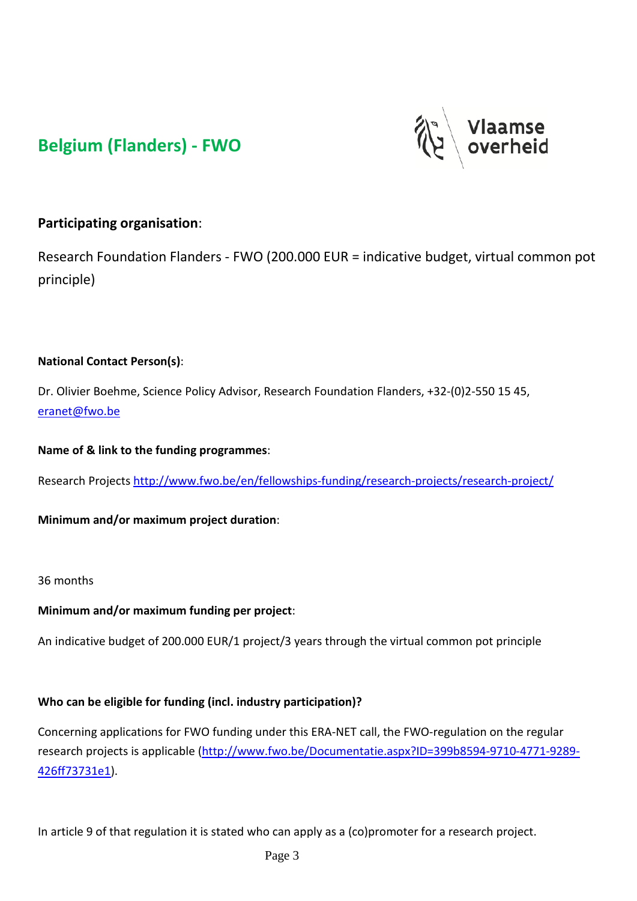## Belgium (Flanders) - FWO

### Participating organisation:

Research Foundation Flanders - FWO (200.000 EUR = indicative budget, virtual common pot principle)

**National Contact Person(s)**:

Dr. Olivier Boehme, Science Policy Advisor, Research Foundation Flanders, +32-(0)2-550 15 45, eranet@fwo.be

**Name of & link to the funding programmes**:

Research Projects http://www.fwo.be/en/fellowships-funding/research-projects/research-project/

**Minimum and/or maximum project duration**:

36 months

**Minimum and/or maximum funding per project**:

An indicative budget of 200.000 EUR/1 project/3 years through the virtual common pot principle

**Who can be eligible for funding (incl. industry participation)?**

Concerning applications for FWO funding under this ERA-NET call, the FWO-regulation on the regular research projects is applicable (http://www.fwo.be/Documentatie.aspx?ID=399b8594-9710-4771-9289-426ff73731e1).

In article 9 of that regulation it is stated who can apply as a (co)promoter for a research project.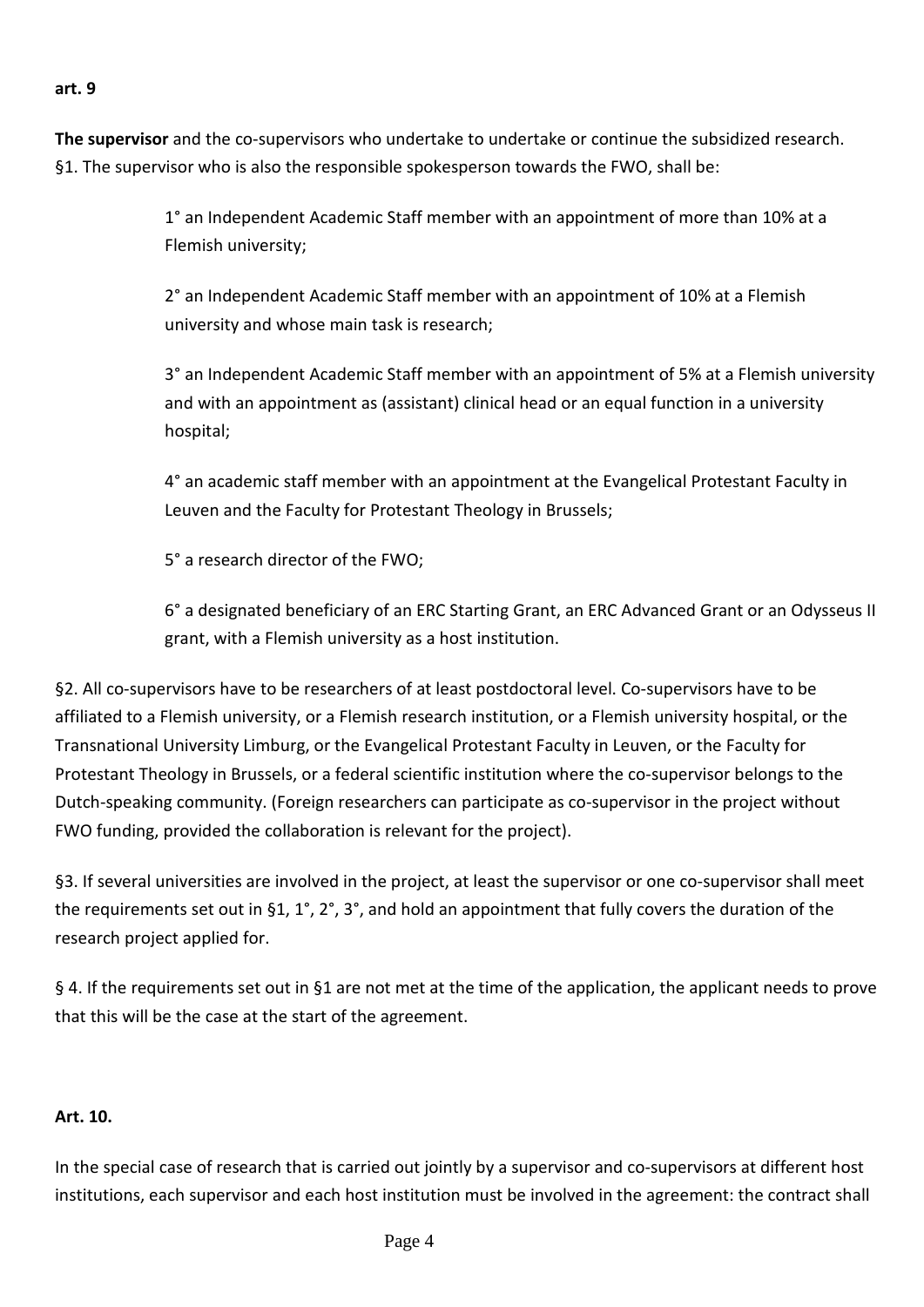**art. 9**

**The supervisor** and the co-supervisors who undertake to undertake or continue the subsidized research.
§1. The supervisor who is also the responsible spokesperson towards the FWO, shall be:

> 1° an Independent Academic Staff member with an appointment of more than 10% at a Flemish university;
>
> 2° an Independent Academic Staff member with an appointment of 10% at a Flemish university and whose main task is research;
>
> 3° an Independent Academic Staff member with an appointment of 5% at a Flemish university and with an appointment as (assistant) clinical head or an equal function in a university hospital;
>
> 4° an academic staff member with an appointment at the Evangelical Protestant Faculty in Leuven and the Faculty for Protestant Theology in Brussels;
>
> 5° a research director of the FWO;
>
> 6° a designated beneficiary of an ERC Starting Grant, an ERC Advanced Grant or an Odysseus II grant, with a Flemish university as a host institution.

§2. All co-supervisors have to be researchers of at least postdoctoral level. Co-supervisors have to be affiliated to a Flemish university, or a Flemish research institution, or a Flemish university hospital, or the Transnational University Limburg, or the Evangelical Protestant Faculty in Leuven, or the Faculty for Protestant Theology in Brussels, or a federal scientific institution where the co-supervisor belongs to the Dutch-speaking community. (Foreign researchers can participate as co-supervisor in the project without FWO funding, provided the collaboration is relevant for the project).

§3. If several universities are involved in the project, at least the supervisor or one co-supervisor shall meet the requirements set out in §1, 1°, 2°, 3°, and hold an appointment that fully covers the duration of the research project applied for.

§ 4. If the requirements set out in §1 are not met at the time of the application, the applicant needs to prove that this will be the case at the start of the agreement.

**Art. 10.**

In the special case of research that is carried out jointly by a supervisor and co-supervisors at different host institutions, each supervisor and each host institution must be involved in the agreement: the contract shall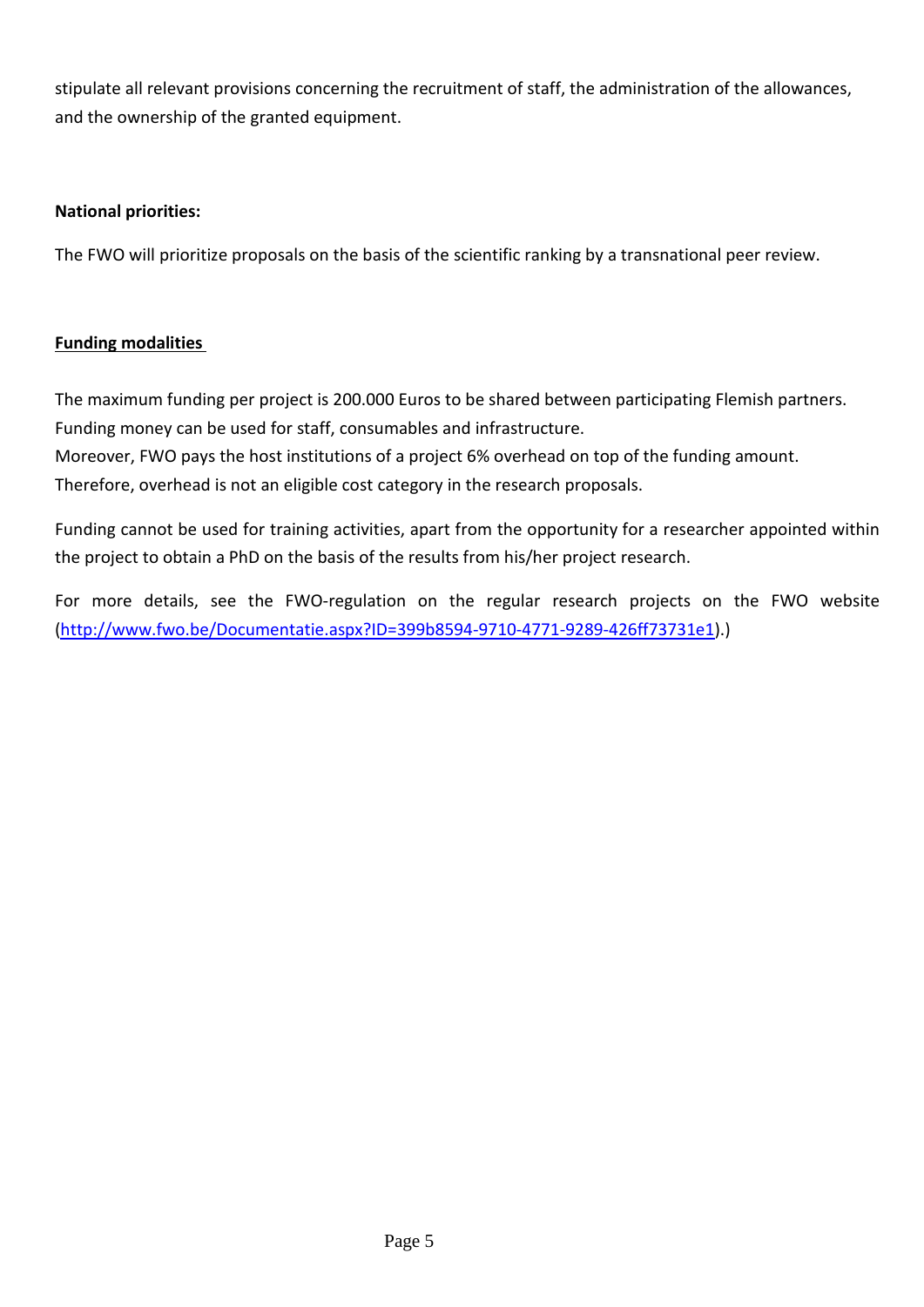stipulate all relevant provisions concerning the recruitment of staff, the administration of the allowances, and the ownership of the granted equipment.

**National priorities:**

The FWO will prioritize proposals on the basis of the scientific ranking by a transnational peer review.

**Funding modalities**

The maximum funding per project is 200.000 Euros to be shared between participating Flemish partners. Funding money can be used for staff, consumables and infrastructure.
Moreover, FWO pays the host institutions of a project 6% overhead on top of the funding amount. Therefore, overhead is not an eligible cost category in the research proposals.

Funding cannot be used for training activities, apart from the opportunity for a researcher appointed within the project to obtain a PhD on the basis of the results from his/her project research.

For more details, see the FWO-regulation on the regular research projects on the FWO website (http://www.fwo.be/Documentatie.aspx?ID=399b8594-9710-4771-9289-426ff73731e1).)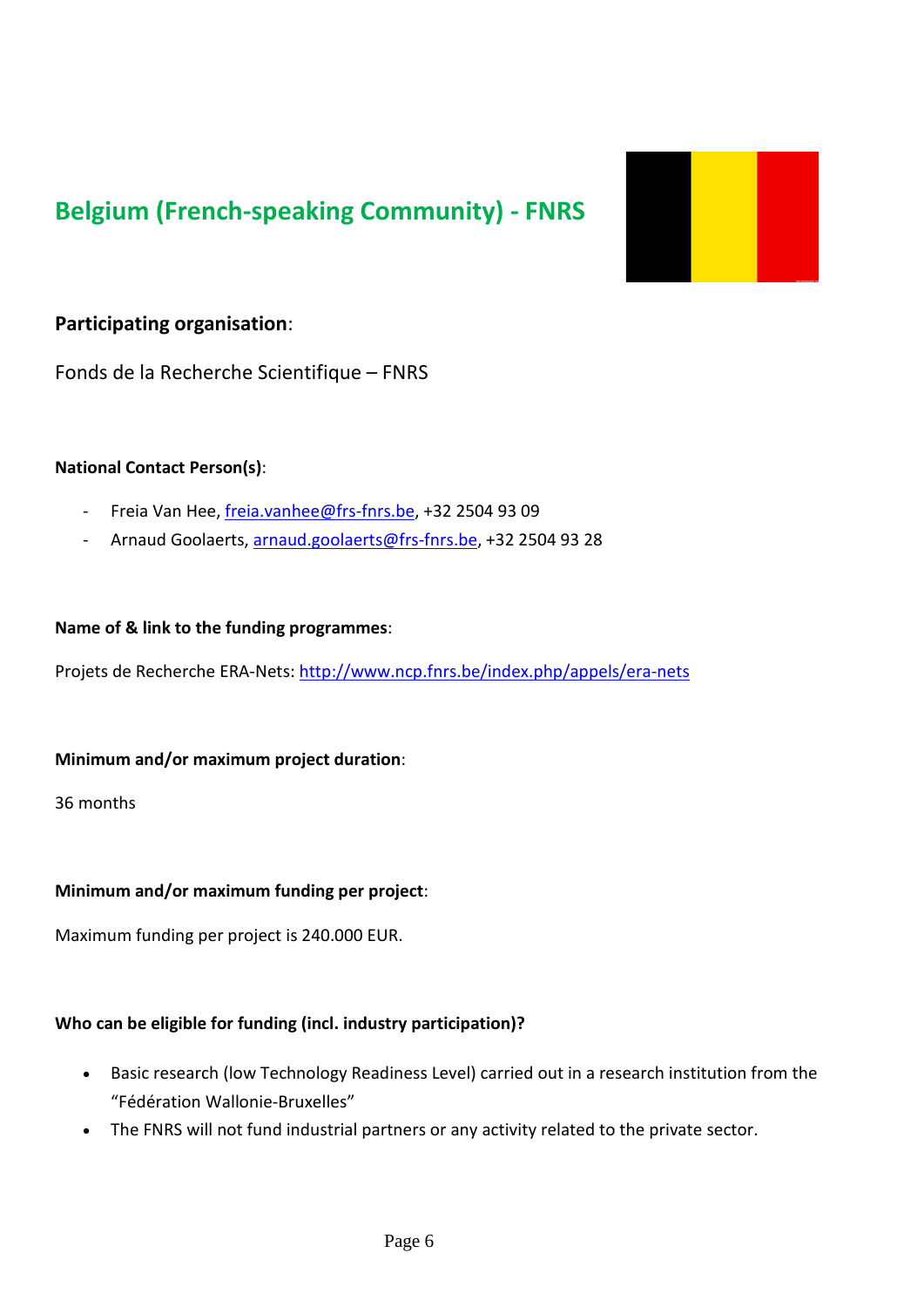## Belgium (French-speaking Community) - FNRS

**Participating organisation**:

Fonds de la Recherche Scientifique – FNRS

**National Contact Person(s)**:

- Freia Van Hee, freia.vanhee@frs-fnrs.be, +32 2504 93 09
- Arnaud Goolaerts, arnaud.goolaerts@frs-fnrs.be, +32 2504 93 28

**Name of & link to the funding programmes**:

Projets de Recherche ERA-Nets: http://www.ncp.fnrs.be/index.php/appels/era-nets

**Minimum and/or maximum project duration**:

36 months

**Minimum and/or maximum funding per project**:

Maximum funding per project is 240.000 EUR.

**Who can be eligible for funding (incl. industry participation)?**

- Basic research (low Technology Readiness Level) carried out in a research institution from the "Fédération Wallonie-Bruxelles"
- The FNRS will not fund industrial partners or any activity related to the private sector.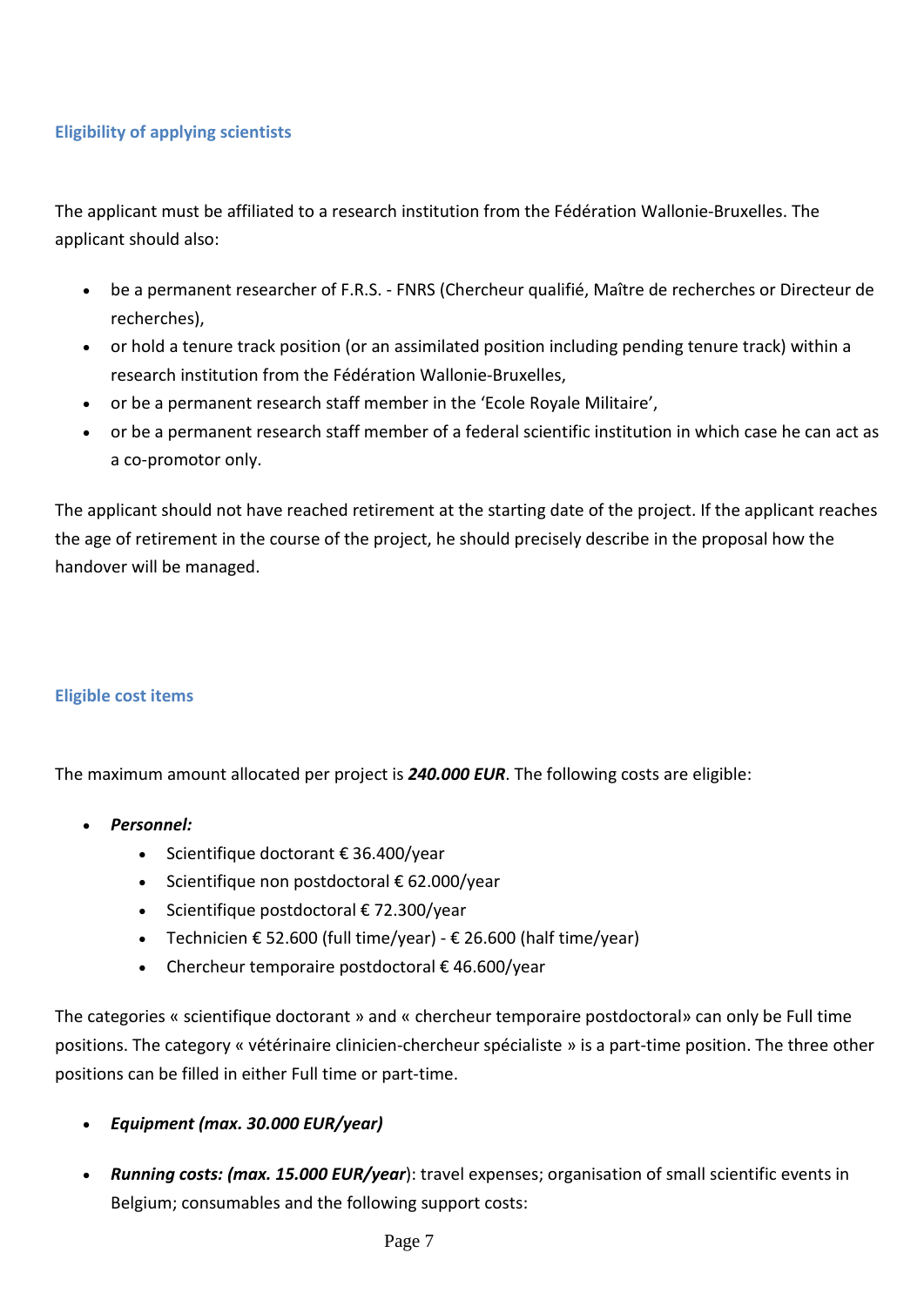### Eligibility of applying scientists

The applicant must be affiliated to a research institution from the Fédération Wallonie-Bruxelles. The applicant should also:

- be a permanent researcher of F.R.S. - FNRS (Chercheur qualifié, Maître de recherches or Directeur de recherches),
- or hold a tenure track position (or an assimilated position including pending tenure track) within a research institution from the Fédération Wallonie-Bruxelles,
- or be a permanent research staff member in the 'Ecole Royale Militaire',
- or be a permanent research staff member of a federal scientific institution in which case he can act as a co-promotor only.

The applicant should not have reached retirement at the starting date of the project. If the applicant reaches the age of retirement in the course of the project, he should precisely describe in the proposal how the handover will be managed.

### Eligible cost items

The maximum amount allocated per project is ***240.000 EUR***. The following costs are eligible:

- ***Personnel:***
    - Scientifique doctorant € 36.400/year
    - Scientifique non postdoctoral € 62.000/year
    - Scientifique postdoctoral € 72.300/year
    - Technicien € 52.600 (full time/year) - € 26.600 (half time/year)
    - Chercheur temporaire postdoctoral € 46.600/year

The categories « scientifique doctorant » and « chercheur temporaire postdoctoral» can only be Full time positions. The category « vétérinaire clinicien-chercheur spécialiste » is a part-time position. The three other positions can be filled in either Full time or part-time.

- ***Equipment (max. 30.000 EUR/year)***
- ***Running costs: (max. 15.000 EUR/year***): travel expenses; organisation of small scientific events in Belgium; consumables and the following support costs: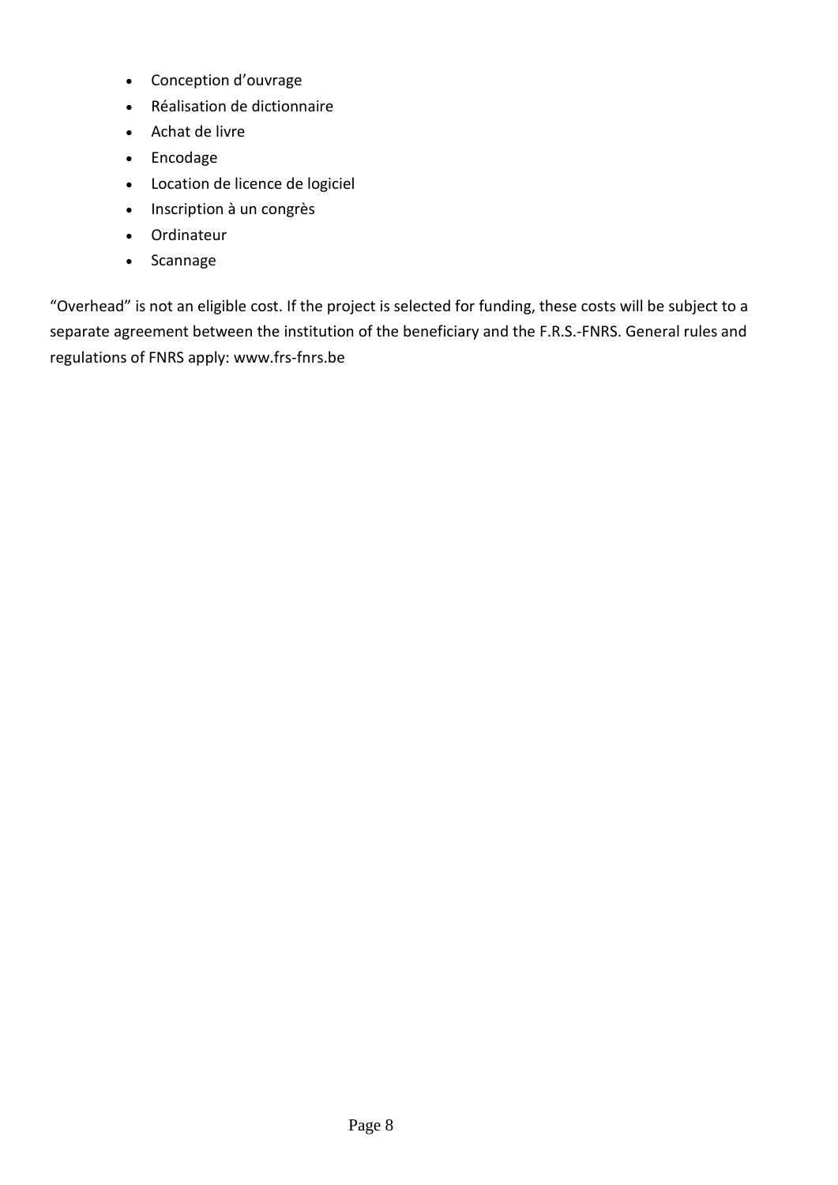- Conception d’ouvrage
- Réalisation de dictionnaire
- Achat de livre
- Encodage
- Location de licence de logiciel
- Inscription à un congrès
- Ordinateur
- Scannage

“Overhead” is not an eligible cost. If the project is selected for funding, these costs will be subject to a separate agreement between the institution of the beneficiary and the F.R.S.-FNRS. General rules and regulations of FNRS apply: www.frs-fnrs.be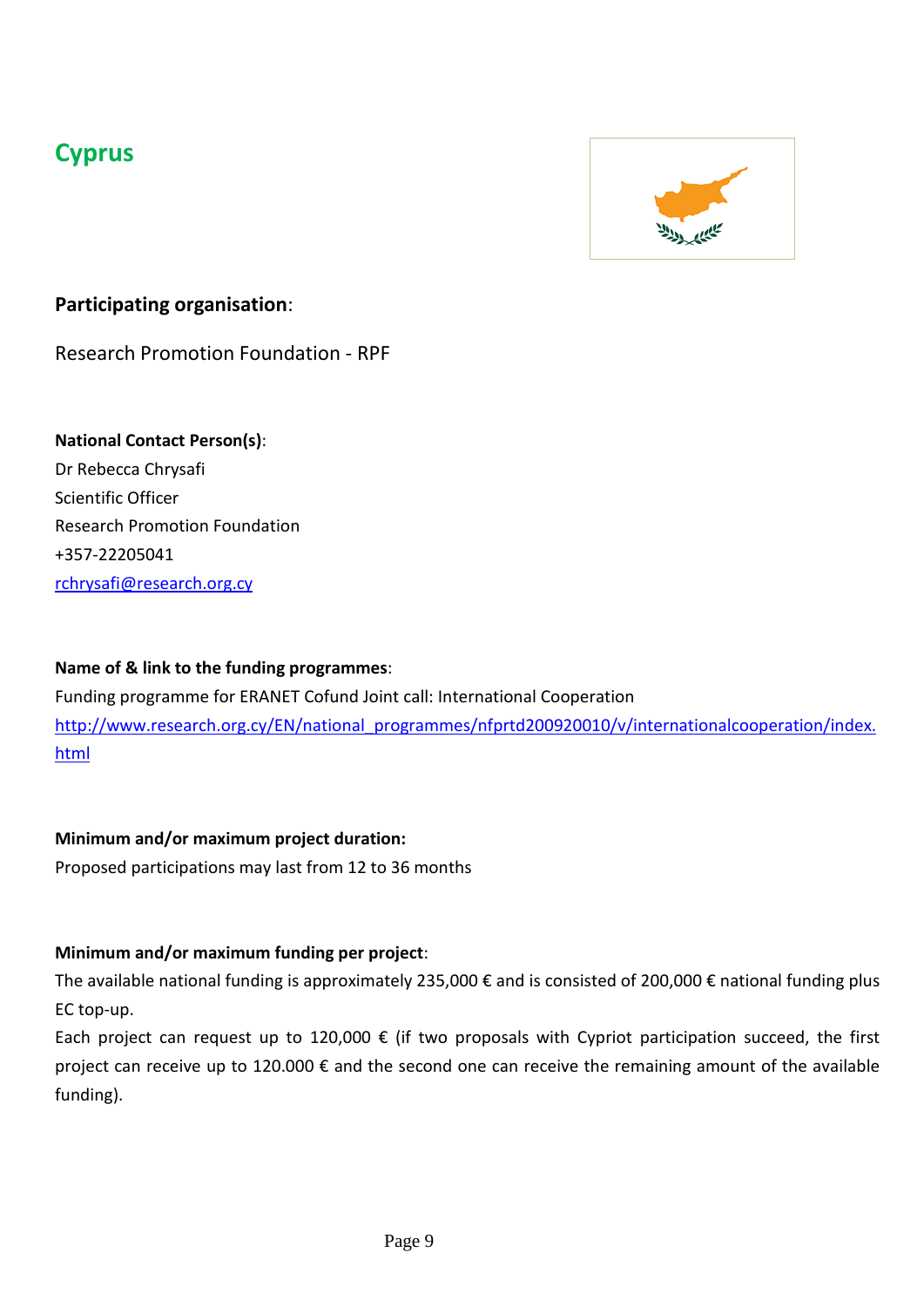## Cyprus

### **Participating organisation**:

Research Promotion Foundation - RPF

**National Contact Person(s)**:
Dr Rebecca Chrysafi
Scientific Officer
Research Promotion Foundation
+357-22205041
rchrysafi@research.org.cy

**Name of & link to the funding programmes**:
Funding programme for ERANET Cofund Joint call: International Cooperation
http://www.research.org.cy/EN/national_programmes/nfprtd200920010/v/internationalcooperation/index.html

**Minimum and/or maximum project duration:**
Proposed participations may last from 12 to 36 months

**Minimum and/or maximum funding per project**:
The available national funding is approximately 235,000 € and is consisted of 200,000 € national funding plus EC top-up.
Each project can request up to 120,000 € (if two proposals with Cypriot participation succeed, the first project can receive up to 120.000 € and the second one can receive the remaining amount of the available funding).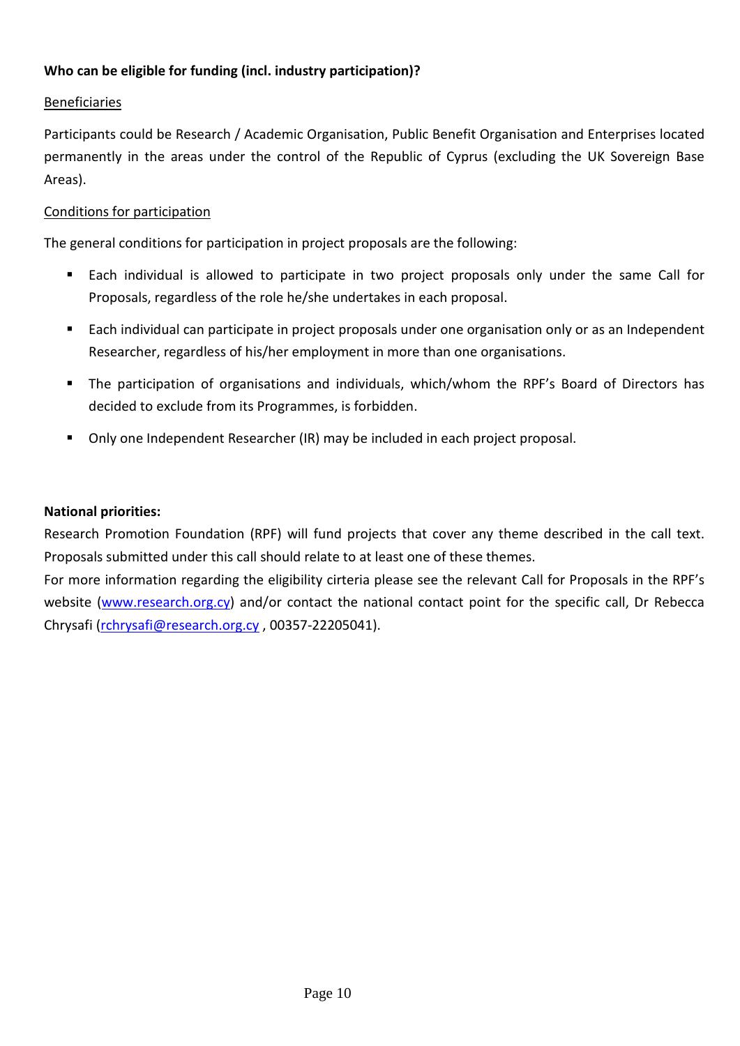**Who can be eligible for funding (incl. industry participation)?**

Beneficiaries

Participants could be Research / Academic Organisation, Public Benefit Organisation and Enterprises located permanently in the areas under the control of the Republic of Cyprus (excluding the UK Sovereign Base Areas).

Conditions for participation

The general conditions for participation in project proposals are the following:

- Each individual is allowed to participate in two project proposals only under the same Call for Proposals, regardless of the role he/she undertakes in each proposal.
- Each individual can participate in project proposals under one organisation only or as an Independent Researcher, regardless of his/her employment in more than one organisations.
- The participation of organisations and individuals, which/whom the RPF's Board of Directors has decided to exclude from its Programmes, is forbidden.
- Only one Independent Researcher (IR) may be included in each project proposal.

**National priorities:**

Research Promotion Foundation (RPF) will fund projects that cover any theme described in the call text. Proposals submitted under this call should relate to at least one of these themes.

For more information regarding the eligibility cirteria please see the relevant Call for Proposals in the RPF's website ([www.research.org.cy](http://www.research.org.cy)) and/or contact the national contact point for the specific call, Dr Rebecca Chrysafi ([rchrysafi@research.org.cy](mailto:rchrysafi@research.org.cy) , 00357-22205041).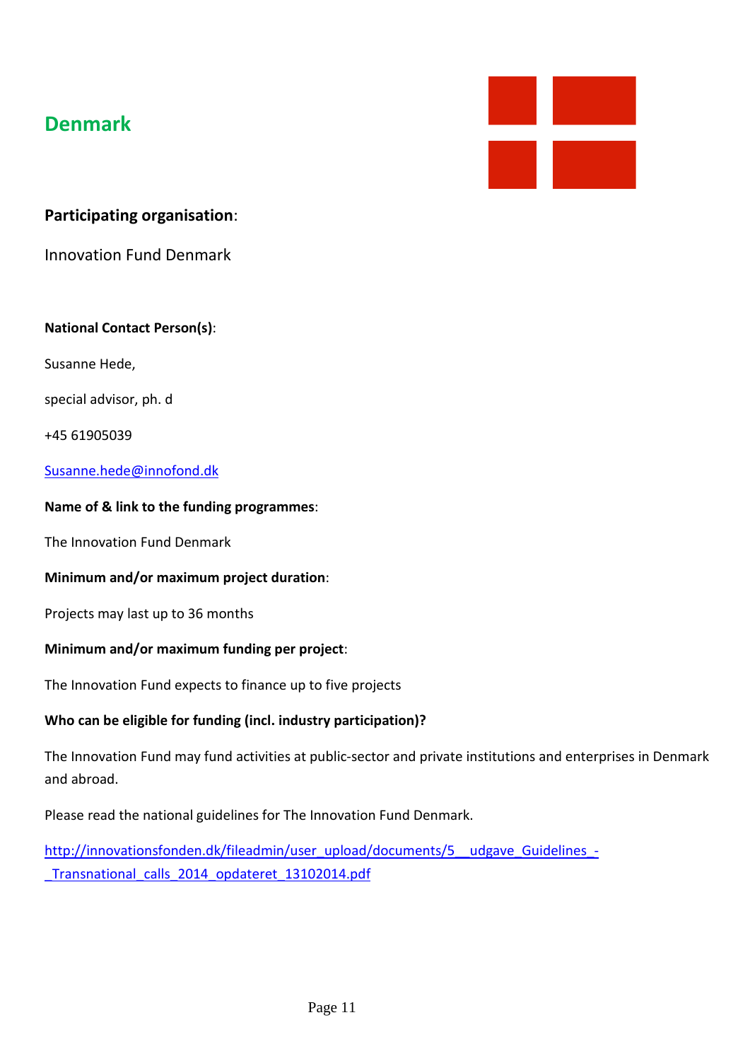## Denmark

### **Participating organisation**:

Innovation Fund Denmark

**National Contact Person(s)**:

Susanne Hede,

special advisor, ph. d

+45 61905039

Susanne.hede@innofond.dk

**Name of & link to the funding programmes**:

The Innovation Fund Denmark

**Minimum and/or maximum project duration**:

Projects may last up to 36 months

**Minimum and/or maximum funding per project**:

The Innovation Fund expects to finance up to five projects

**Who can be eligible for funding (incl. industry participation)?**

The Innovation Fund may fund activities at public-sector and private institutions and enterprises in Denmark and abroad.

Please read the national guidelines for The Innovation Fund Denmark.

http://innovationsfonden.dk/fileadmin/user_upload/documents/5__udgave_Guidelines_-_Transnational_calls_2014_opdateret_13102014.pdf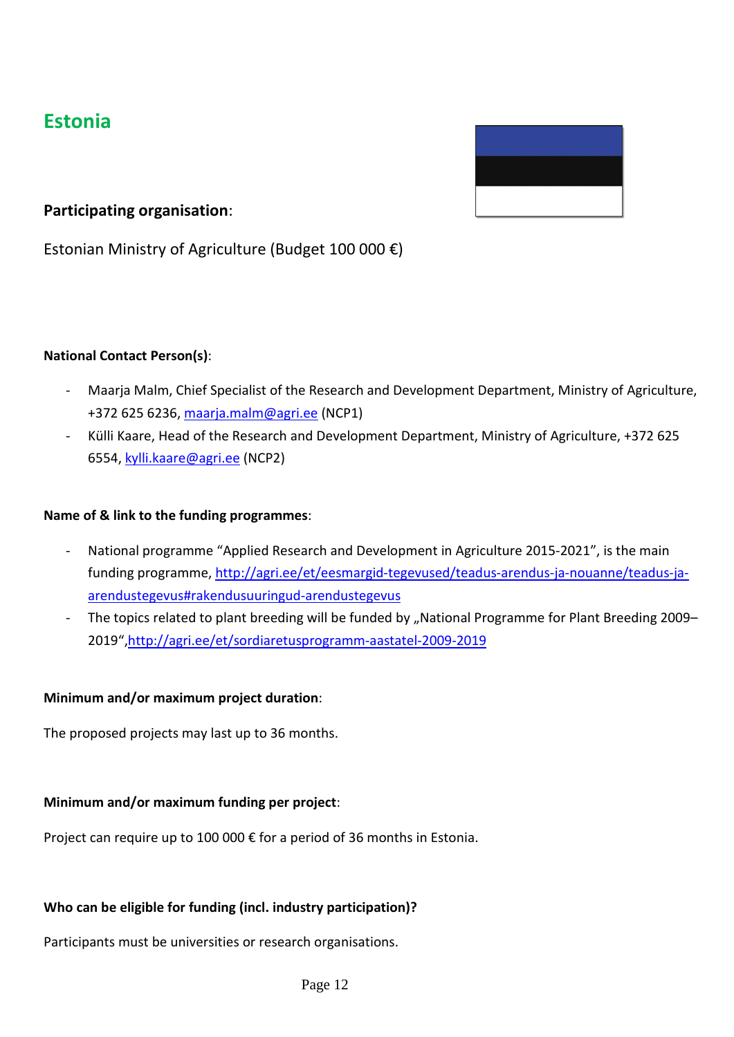## Estonia

**Participating organisation**:

Estonian Ministry of Agriculture (Budget 100 000 €)

**National Contact Person(s)**:

- Maarja Malm, Chief Specialist of the Research and Development Department, Ministry of Agriculture, +372 625 6236, maarja.malm@agri.ee (NCP1)
- Külli Kaare, Head of the Research and Development Department, Ministry of Agriculture, +372 625 6554, kylli.kaare@agri.ee (NCP2)

**Name of & link to the funding programmes**:

- National programme "Applied Research and Development in Agriculture 2015-2021", is the main funding programme, http://agri.ee/et/eesmargid-tegevused/teadus-arendus-ja-nouanne/teadus-ja-arendustegevus#rakendusuuringud-arendustegevus
- The topics related to plant breeding will be funded by „National Programme for Plant Breeding 2009–2019",http://agri.ee/et/sordiaretusprogramm-aastatel-2009-2019

**Minimum and/or maximum project duration**:

The proposed projects may last up to 36 months.

**Minimum and/or maximum funding per project**:

Project can require up to 100 000 € for a period of 36 months in Estonia.

**Who can be eligible for funding (incl. industry participation)?**

Participants must be universities or research organisations.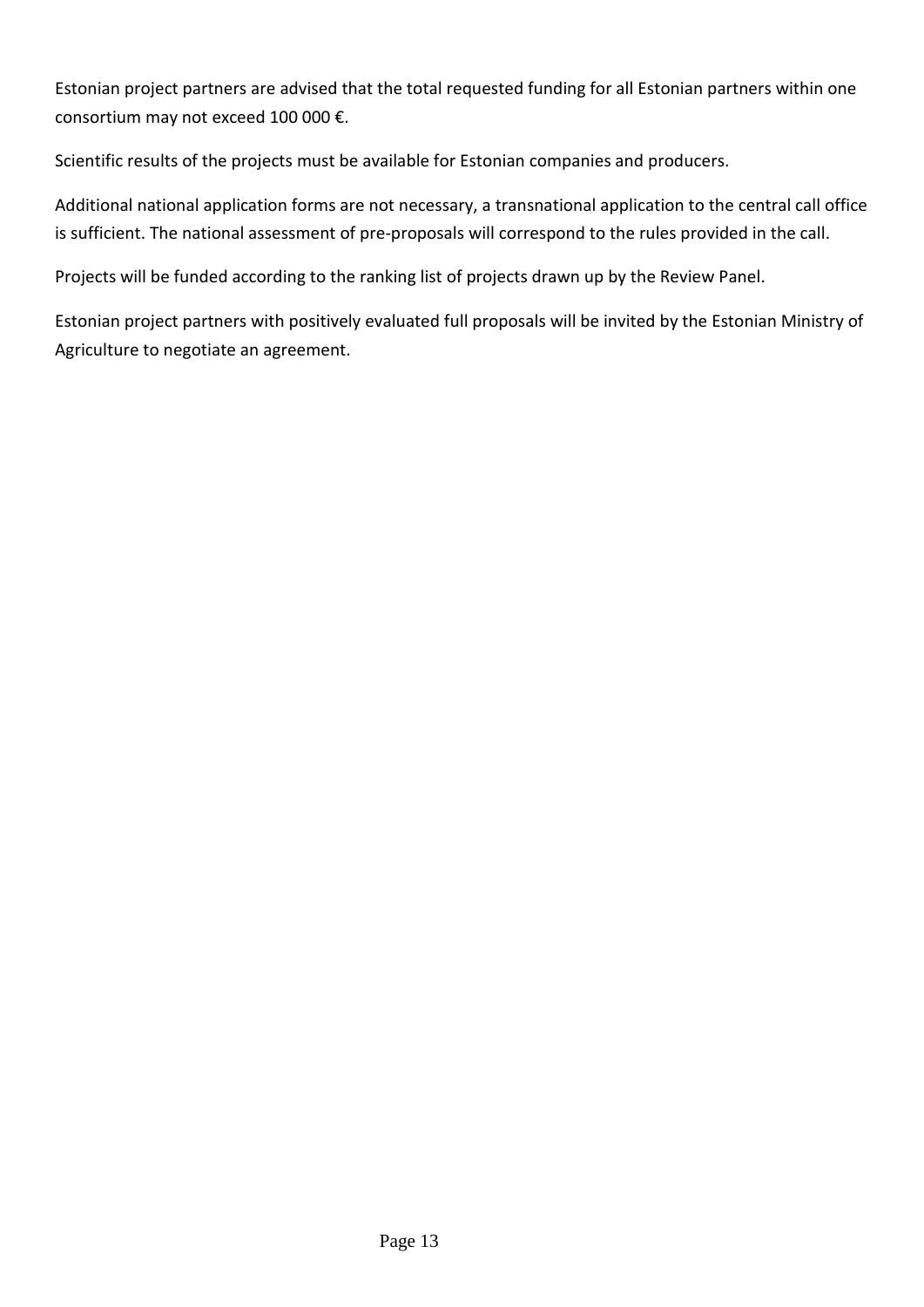Estonian project partners are advised that the total requested funding for all Estonian partners within one consortium may not exceed 100 000 €.

Scientific results of the projects must be available for Estonian companies and producers.

Additional national application forms are not necessary, a transnational application to the central call office is sufficient. The national assessment of pre-proposals will correspond to the rules provided in the call.

Projects will be funded according to the ranking list of projects drawn up by the Review Panel.

Estonian project partners with positively evaluated full proposals will be invited by the Estonian Ministry of Agriculture to negotiate an agreement.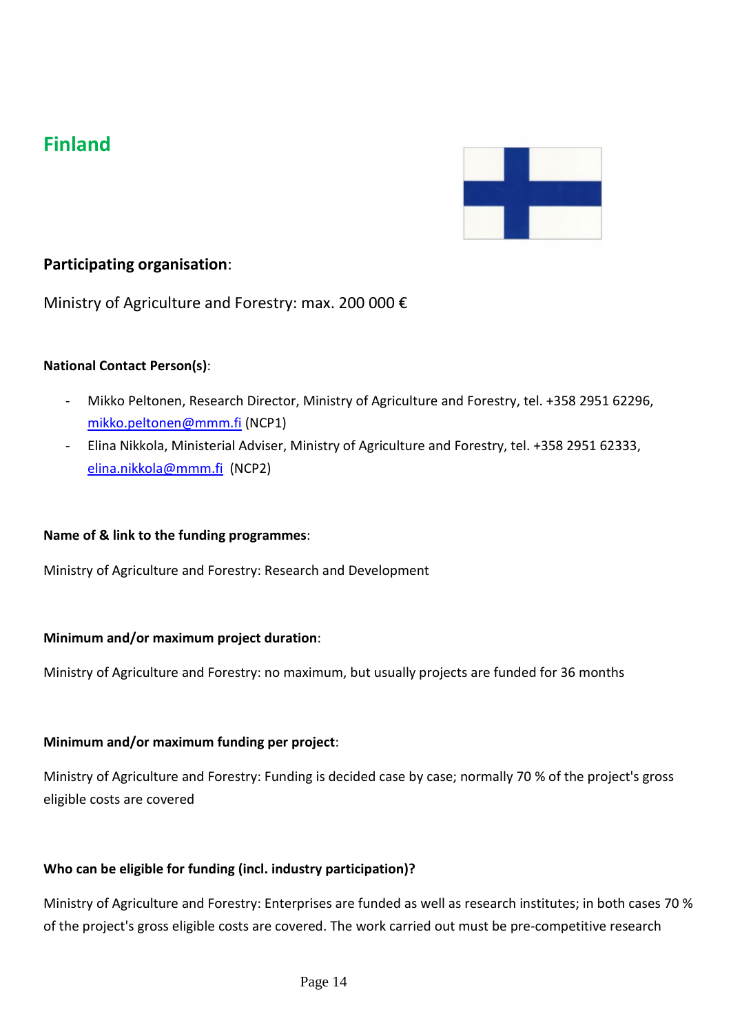## Finland

### Participating organisation:

Ministry of Agriculture and Forestry: max. 200 000 €

**National Contact Person(s)**:

- Mikko Peltonen, Research Director, Ministry of Agriculture and Forestry, tel. +358 2951 62296, mikko.peltonen@mmm.fi (NCP1)
- Elina Nikkola, Ministerial Adviser, Ministry of Agriculture and Forestry, tel. +358 2951 62333, elina.nikkola@mmm.fi (NCP2)

**Name of & link to the funding programmes**:

Ministry of Agriculture and Forestry: Research and Development

**Minimum and/or maximum project duration**:

Ministry of Agriculture and Forestry: no maximum, but usually projects are funded for 36 months

**Minimum and/or maximum funding per project**:

Ministry of Agriculture and Forestry: Funding is decided case by case; normally 70 % of the project's gross eligible costs are covered

**Who can be eligible for funding (incl. industry participation)?**

Ministry of Agriculture and Forestry: Enterprises are funded as well as research institutes; in both cases 70 % of the project's gross eligible costs are covered. The work carried out must be pre-competitive research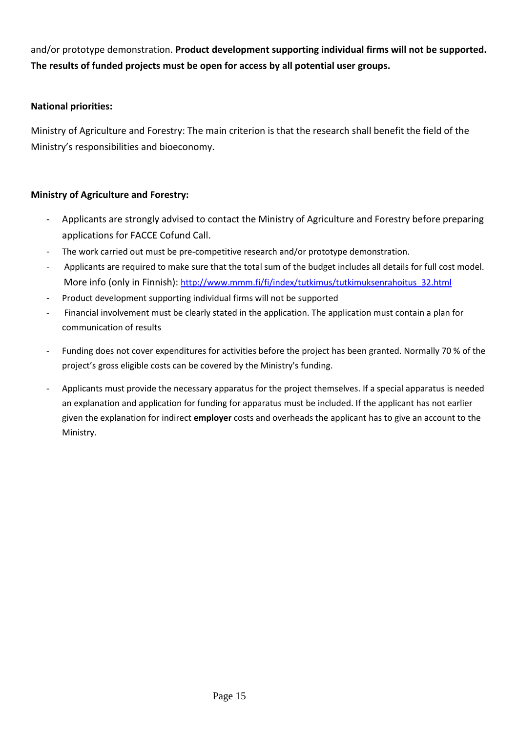and/or prototype demonstration. **Product development supporting individual firms will not be supported. The results of funded projects must be open for access by all potential user groups.**

**National priorities:**

Ministry of Agriculture and Forestry: The main criterion is that the research shall benefit the field of the Ministry's responsibilities and bioeconomy.

**Ministry of Agriculture and Forestry:**

- Applicants are strongly advised to contact the Ministry of Agriculture and Forestry before preparing applications for FACCE Cofund Call.
- The work carried out must be pre-competitive research and/or prototype demonstration.
- Applicants are required to make sure that the total sum of the budget includes all details for full cost model. More info (only in Finnish): http://www.mmm.fi/fi/index/tutkimus/tutkimuksenrahoitus_32.html
- Product development supporting individual firms will not be supported
- Financial involvement must be clearly stated in the application. The application must contain a plan for communication of results
- Funding does not cover expenditures for activities before the project has been granted. Normally 70 % of the project's gross eligible costs can be covered by the Ministry's funding.
- Applicants must provide the necessary apparatus for the project themselves. If a special apparatus is needed an explanation and application for funding for apparatus must be included. If the applicant has not earlier given the explanation for indirect **employer** costs and overheads the applicant has to give an account to the Ministry.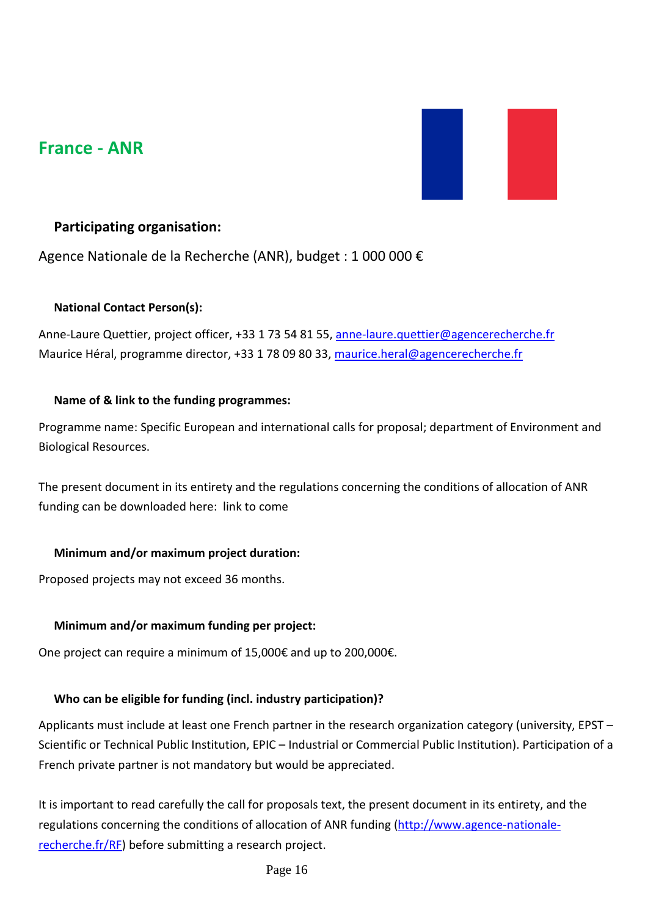## France - ANR

### Participating organisation:

Agence Nationale de la Recherche (ANR), budget : 1 000 000 €

#### National Contact Person(s):

Anne-Laure Quettier, project officer, +33 1 73 54 81 55, anne-laure.quettier@agencerecherche.fr
Maurice Héral, programme director, +33 1 78 09 80 33, maurice.heral@agencerecherche.fr

#### Name of & link to the funding programmes:

Programme name: Specific European and international calls for proposal; department of Environment and Biological Resources.

The present document in its entirety and the regulations concerning the conditions of allocation of ANR funding can be downloaded here: link to come

#### Minimum and/or maximum project duration:

Proposed projects may not exceed 36 months.

#### Minimum and/or maximum funding per project:

One project can require a minimum of 15,000€ and up to 200,000€.

#### Who can be eligible for funding (incl. industry participation)?

Applicants must include at least one French partner in the research organization category (university, EPST – Scientific or Technical Public Institution, EPIC – Industrial or Commercial Public Institution). Participation of a French private partner is not mandatory but would be appreciated.

It is important to read carefully the call for proposals text, the present document in its entirety, and the regulations concerning the conditions of allocation of ANR funding (http://www.agence-nationale-recherche.fr/RF) before submitting a research project.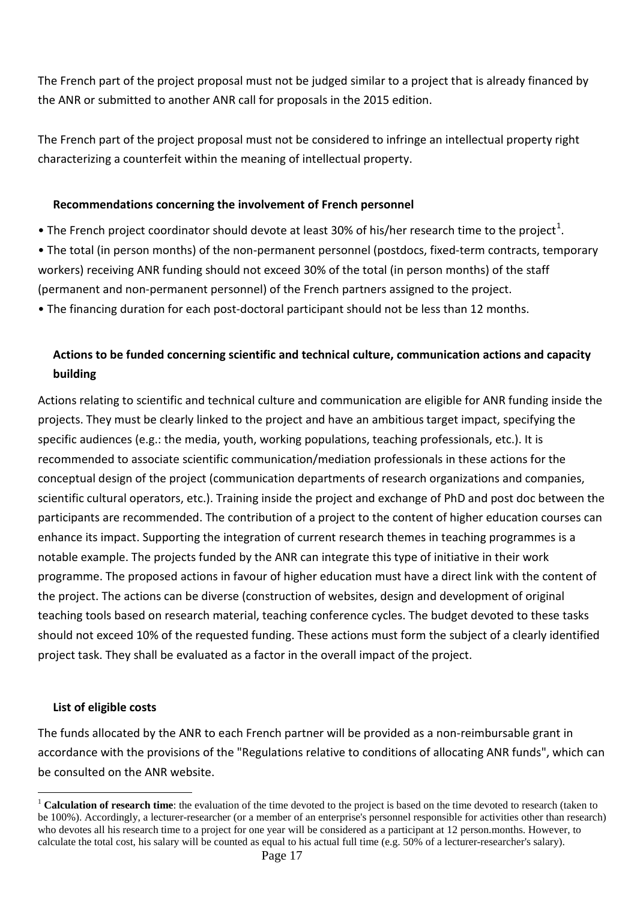The French part of the project proposal must not be judged similar to a project that is already financed by the ANR or submitted to another ANR call for proposals in the 2015 edition.

The French part of the project proposal must not be considered to infringe an intellectual property right characterizing a counterfeit within the meaning of intellectual property.

**Recommendations concerning the involvement of French personnel**

- The French project coordinator should devote at least 30% of his/her research time to the project[1].
- The total (in person months) of the non-permanent personnel (postdocs, fixed-term contracts, temporary workers) receiving ANR funding should not exceed 30% of the total (in person months) of the staff (permanent and non-permanent personnel) of the French partners assigned to the project.
- The financing duration for each post-doctoral participant should not be less than 12 months.

**Actions to be funded concerning scientific and technical culture, communication actions and capacity building**

Actions relating to scientific and technical culture and communication are eligible for ANR funding inside the projects. They must be clearly linked to the project and have an ambitious target impact, specifying the specific audiences (e.g.: the media, youth, working populations, teaching professionals, etc.). It is recommended to associate scientific communication/mediation professionals in these actions for the conceptual design of the project (communication departments of research organizations and companies, scientific cultural operators, etc.). Training inside the project and exchange of PhD and post doc between the participants are recommended. The contribution of a project to the content of higher education courses can enhance its impact. Supporting the integration of current research themes in teaching programmes is a notable example. The projects funded by the ANR can integrate this type of initiative in their work programme. The proposed actions in favour of higher education must have a direct link with the content of the project. The actions can be diverse (construction of websites, design and development of original teaching tools based on research material, teaching conference cycles. The budget devoted to these tasks should not exceed 10% of the requested funding. These actions must form the subject of a clearly identified project task. They shall be evaluated as a factor in the overall impact of the project.

**List of eligible costs**

The funds allocated by the ANR to each French partner will be provided as a non-reimbursable grant in accordance with the provisions of the "Regulations relative to conditions of allocating ANR funds", which can be consulted on the ANR website.

[1] **Calculation of research time**: the evaluation of the time devoted to the project is based on the time devoted to research (taken to be 100%). Accordingly, a lecturer-researcher (or a member of an enterprise's personnel responsible for activities other than research) who devotes all his research time to a project for one year will be considered as a participant at 12 person.months. However, to calculate the total cost, his salary will be counted as equal to his actual full time (e.g. 50% of a lecturer-researcher's salary).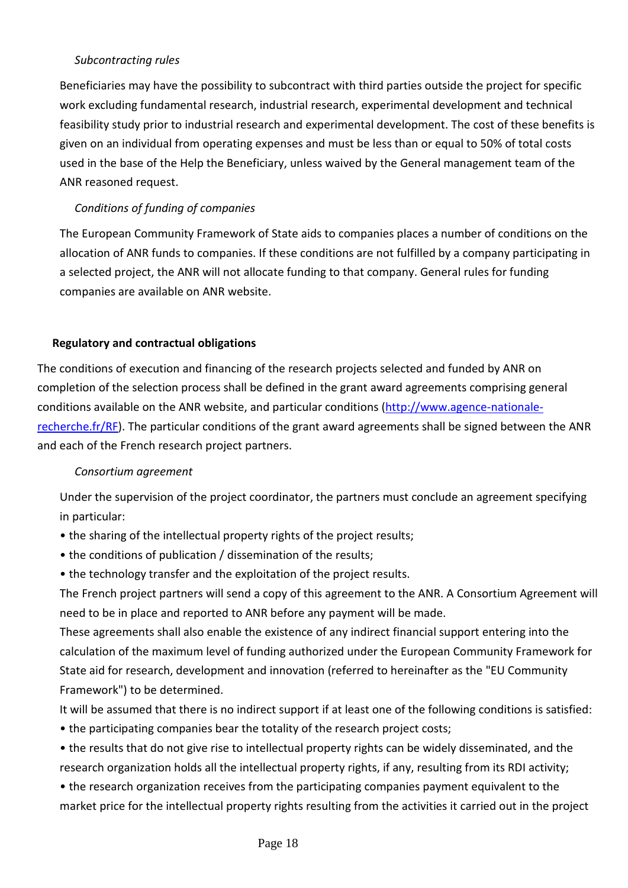*Subcontracting rules*

Beneficiaries may have the possibility to subcontract with third parties outside the project for specific work excluding fundamental research, industrial research, experimental development and technical feasibility study prior to industrial research and experimental development. The cost of these benefits is given on an individual from operating expenses and must be less than or equal to 50% of total costs used in the base of the Help the Beneficiary, unless waived by the General management team of the ANR reasoned request.

*Conditions of funding of companies*

The European Community Framework of State aids to companies places a number of conditions on the allocation of ANR funds to companies. If these conditions are not fulfilled by a company participating in a selected project, the ANR will not allocate funding to that company. General rules for funding companies are available on ANR website.

**Regulatory and contractual obligations**

The conditions of execution and financing of the research projects selected and funded by ANR on completion of the selection process shall be defined in the grant award agreements comprising general conditions available on the ANR website, and particular conditions ([http://www.agence-nationale-recherche.fr/RF](http://www.agence-nationale-recherche.fr/RF)). The particular conditions of the grant award agreements shall be signed between the ANR and each of the French research project partners.

*Consortium agreement*

Under the supervision of the project coordinator, the partners must conclude an agreement specifying in particular:

- the sharing of the intellectual property rights of the project results;
- the conditions of publication / dissemination of the results;
- the technology transfer and the exploitation of the project results.

The French project partners will send a copy of this agreement to the ANR. A Consortium Agreement will need to be in place and reported to ANR before any payment will be made.

These agreements shall also enable the existence of any indirect financial support entering into the calculation of the maximum level of funding authorized under the European Community Framework for State aid for research, development and innovation (referred to hereinafter as the "EU Community Framework") to be determined.

It will be assumed that there is no indirect support if at least one of the following conditions is satisfied:

- the participating companies bear the totality of the research project costs;
- the results that do not give rise to intellectual property rights can be widely disseminated, and the research organization holds all the intellectual property rights, if any, resulting from its RDI activity;
- the research organization receives from the participating companies payment equivalent to the market price for the intellectual property rights resulting from the activities it carried out in the project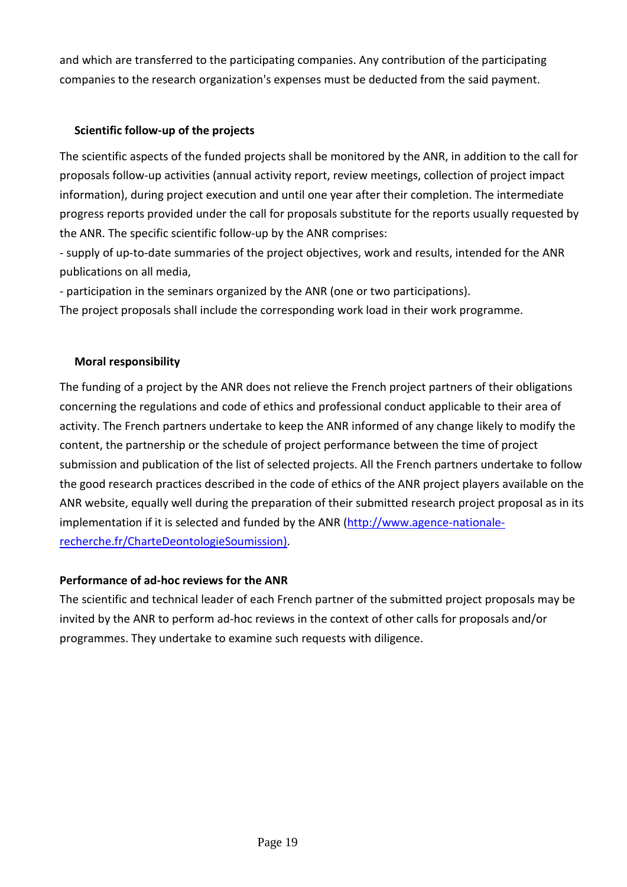and which are transferred to the participating companies. Any contribution of the participating companies to the research organization's expenses must be deducted from the said payment.

**Scientific follow-up of the projects**

The scientific aspects of the funded projects shall be monitored by the ANR, in addition to the call for proposals follow-up activities (annual activity report, review meetings, collection of project impact information), during project execution and until one year after their completion. The intermediate progress reports provided under the call for proposals substitute for the reports usually requested by the ANR. The specific scientific follow-up by the ANR comprises:

- supply of up-to-date summaries of the project objectives, work and results, intended for the ANR publications on all media,
- participation in the seminars organized by the ANR (one or two participations).

The project proposals shall include the corresponding work load in their work programme.

**Moral responsibility**

The funding of a project by the ANR does not relieve the French project partners of their obligations concerning the regulations and code of ethics and professional conduct applicable to their area of activity. The French partners undertake to keep the ANR informed of any change likely to modify the content, the partnership or the schedule of project performance between the time of project submission and publication of the list of selected projects. All the French partners undertake to follow the good research practices described in the code of ethics of the ANR project players available on the ANR website, equally well during the preparation of their submitted research project proposal as in its implementation if it is selected and funded by the ANR (http://www.agence-nationale-recherche.fr/CharteDeontologieSoumission).

**Performance of ad-hoc reviews for the ANR**

The scientific and technical leader of each French partner of the submitted project proposals may be invited by the ANR to perform ad-hoc reviews in the context of other calls for proposals and/or programmes. They undertake to examine such requests with diligence.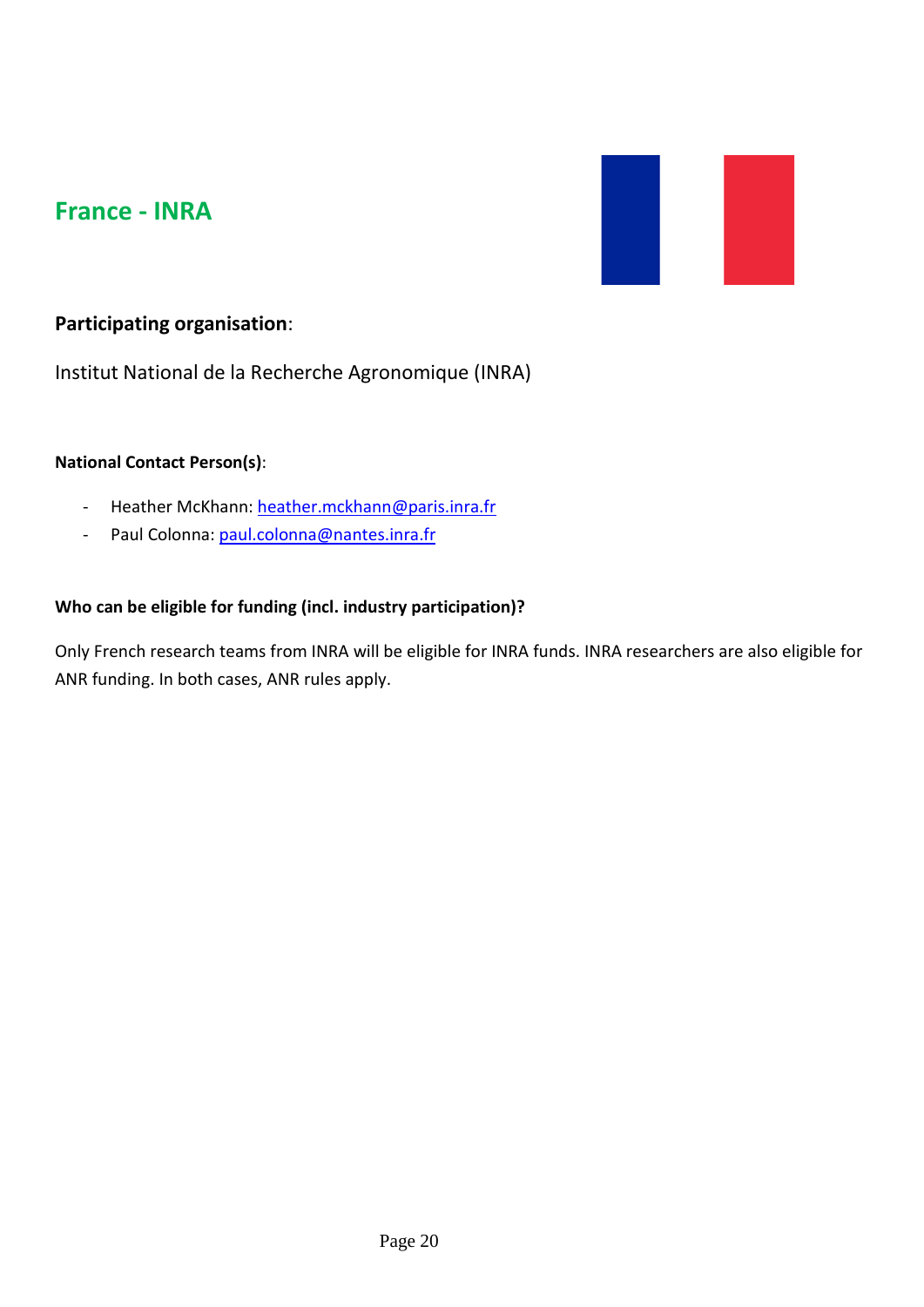## France - INRA

### **Participating organisation**:

Institut National de la Recherche Agronomique (INRA)

**National Contact Person(s)**:

- Heather McKhann: heather.mckhann@paris.inra.fr
- Paul Colonna: paul.colonna@nantes.inra.fr

**Who can be eligible for funding (incl. industry participation)?**

Only French research teams from INRA will be eligible for INRA funds. INRA researchers are also eligible for ANR funding. In both cases, ANR rules apply.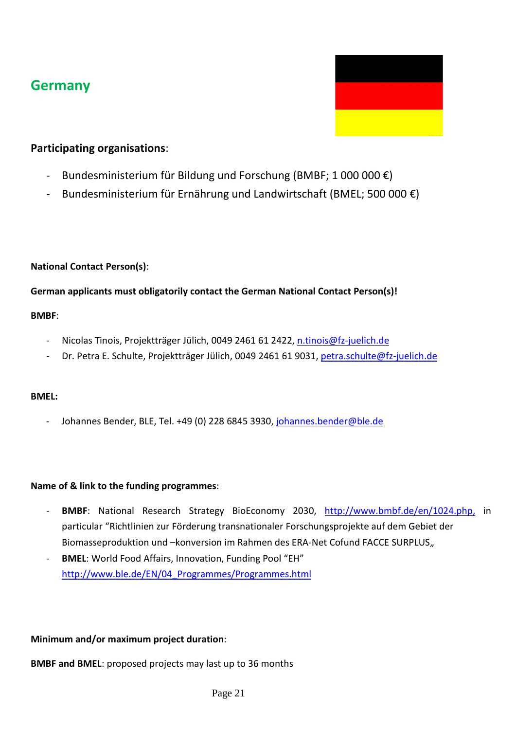## Germany

### Participating organisations:

- Bundesministerium für Bildung und Forschung (BMBF; 1 000 000 €)
- Bundesministerium für Ernährung und Landwirtschaft (BMEL; 500 000 €)

**National Contact Person(s)**:

**German applicants must obligatorily contact the German National Contact Person(s)!**

**BMBF**:

- Nicolas Tinois, Projektträger Jülich, 0049 2461 61 2422, n.tinois@fz-juelich.de
- Dr. Petra E. Schulte, Projektträger Jülich, 0049 2461 61 9031, petra.schulte@fz-juelich.de

**BMEL:**

- Johannes Bender, BLE, Tel. +49 (0) 228 6845 3930, johannes.bender@ble.de

**Name of & link to the funding programmes**:

- **BMBF**: National Research Strategy BioEconomy 2030, http://www.bmbf.de/en/1024.php, in particular "Richtlinien zur Förderung transnationaler Forschungsprojekte auf dem Gebiet der Biomasseproduktion und –konversion im Rahmen des ERA-Net Cofund FACCE SURPLUS„
- **BMEL**: World Food Affairs, Innovation, Funding Pool "EH" http://www.ble.de/EN/04_Programmes/Programmes.html

**Minimum and/or maximum project duration**:

**BMBF and BMEL**: proposed projects may last up to 36 months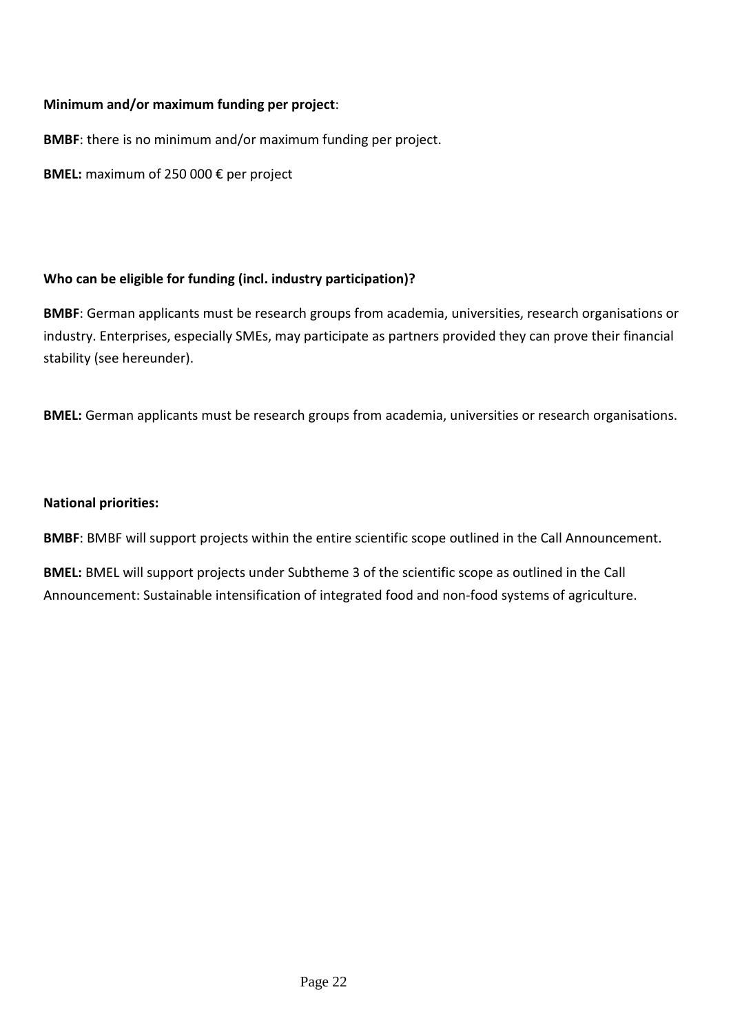**Minimum and/or maximum funding per project**:

**BMBF**: there is no minimum and/or maximum funding per project.

**BMEL:** maximum of 250 000 € per project

**Who can be eligible for funding (incl. industry participation)?**

**BMBF**: German applicants must be research groups from academia, universities, research organisations or industry. Enterprises, especially SMEs, may participate as partners provided they can prove their financial stability (see hereunder).

**BMEL:** German applicants must be research groups from academia, universities or research organisations.

**National priorities:**

**BMBF**: BMBF will support projects within the entire scientific scope outlined in the Call Announcement.

**BMEL:** BMEL will support projects under Subtheme 3 of the scientific scope as outlined in the Call Announcement: Sustainable intensification of integrated food and non-food systems of agriculture.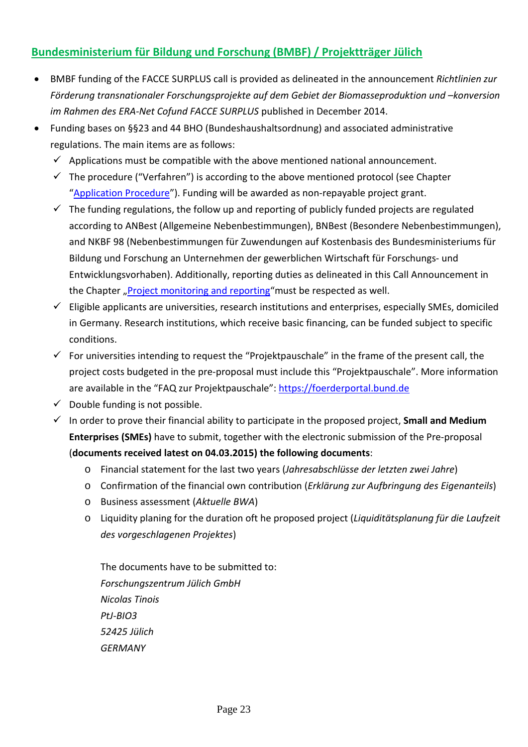## Bundesministerium für Bildung und Forschung (BMBF) / Projektträger Jülich

- BMBF funding of the FACCE SURPLUS call is provided as delineated in the announcement *Richtlinien zur Förderung transnationaler Forschungsprojekte auf dem Gebiet der Biomasseproduktion und –konversion im Rahmen des ERA-Net Cofund FACCE SURPLUS* published in December 2014.
- Funding bases on §§23 and 44 BHO (Bundeshaushaltsordnung) and associated administrative regulations. The main items are as follows:
  - ✓ Applications must be compatible with the above mentioned national announcement.
  - ✓ The procedure ("Verfahren") is according to the above mentioned protocol (see Chapter "Application Procedure"). Funding will be awarded as non-repayable project grant.
  - ✓ The funding regulations, the follow up and reporting of publicly funded projects are regulated according to ANBest (Allgemeine Nebenbestimmungen), BNBest (Besondere Nebenbestimmungen), and NKBF 98 (Nebenbestimmungen für Zuwendungen auf Kostenbasis des Bundesministeriums für Bildung und Forschung an Unternehmen der gewerblichen Wirtschaft für Forschungs- und Entwicklungsvorhaben). Additionally, reporting duties as delineated in this Call Announcement in the Chapter „Project monitoring and reporting"must be respected as well.
  - ✓ Eligible applicants are universities, research institutions and enterprises, especially SMEs, domiciled in Germany. Research institutions, which receive basic financing, can be funded subject to specific conditions.
  - ✓ For universities intending to request the "Projektpauschale" in the frame of the present call, the project costs budgeted in the pre-proposal must include this "Projektpauschale". More information are available in the "FAQ zur Projektpauschale": https://foerderportal.bund.de
  - ✓ Double funding is not possible.
  - ✓ In order to prove their financial ability to participate in the proposed project, **Small and Medium Enterprises (SMEs)** have to submit, together with the electronic submission of the Pre-proposal (**documents received latest on 04.03.2015) the following documents**:
    - Financial statement for the last two years (*Jahresabschlüsse der letzten zwei Jahre*)
    - Confirmation of the financial own contribution (*Erklärung zur Aufbringung des Eigenanteils*)
    - Business assessment (*Aktuelle BWA*)
    - Liquidity planing for the duration oft he proposed project (*Liquiditätsplanung für die Laufzeit des vorgeschlagenen Projektes*)

    The documents have to be submitted to:
    *Forschungszentrum Jülich GmbH*
    *Nicolas Tinois*
    *PtJ-BIO3*
    *52425 Jülich*
    *GERMANY*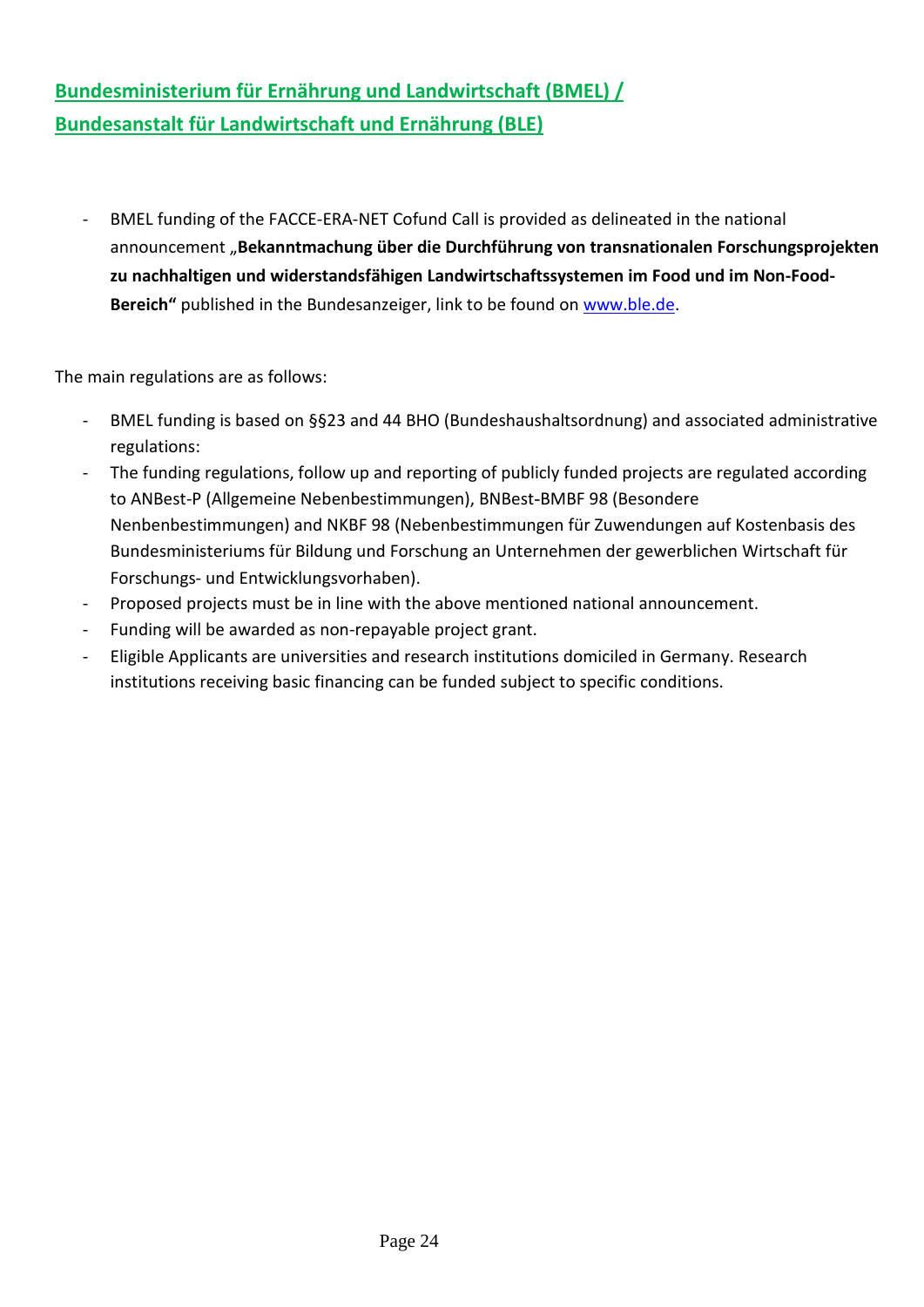## Bundesministerium für Ernährung und Landwirtschaft (BMEL) / Bundesanstalt für Landwirtschaft und Ernährung (BLE)

- BMEL funding of the FACCE-ERA-NET Cofund Call is provided as delineated in the national announcement „**Bekanntmachung über die Durchführung von transnationalen Forschungsprojekten zu nachhaltigen und widerstandsfähigen Landwirtschaftssystemen im Food und im Non-Food-Bereich“** published in the Bundesanzeiger, link to be found on www.ble.de.

The main regulations are as follows:

- BMEL funding is based on §§23 and 44 BHO (Bundeshaushaltsordnung) and associated administrative regulations:
- The funding regulations, follow up and reporting of publicly funded projects are regulated according to ANBest-P (Allgemeine Nebenbestimmungen), BNBest-BMBF 98 (Besondere Nenbenbestimmungen) and NKBF 98 (Nebenbestimmungen für Zuwendungen auf Kostenbasis des Bundesministeriums für Bildung und Forschung an Unternehmen der gewerblichen Wirtschaft für Forschungs- und Entwicklungsvorhaben).
- Proposed projects must be in line with the above mentioned national announcement.
- Funding will be awarded as non-repayable project grant.
- Eligible Applicants are universities and research institutions domiciled in Germany. Research institutions receiving basic financing can be funded subject to specific conditions.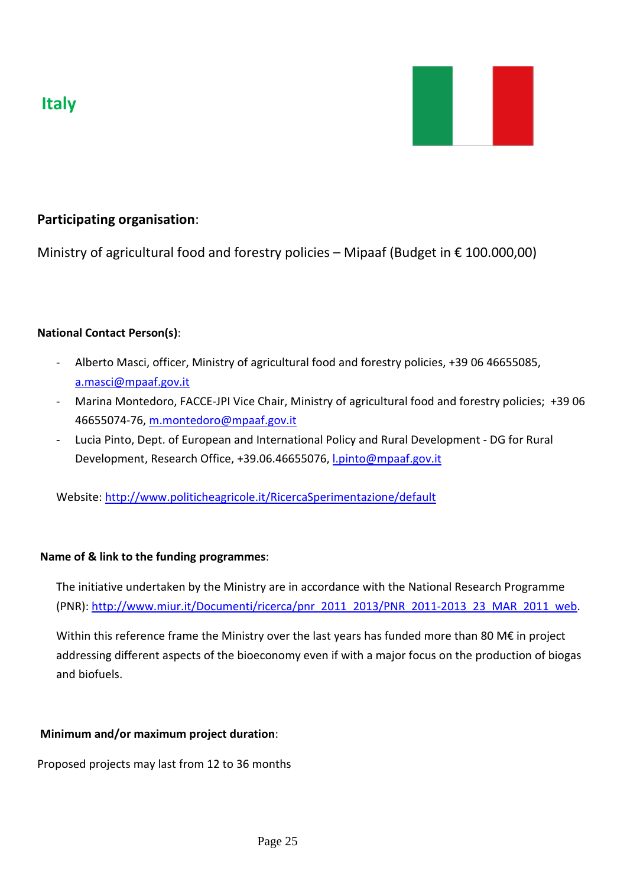## Italy

**Participating organisation**:

Ministry of agricultural food and forestry policies – Mipaaf (Budget in € 100.000,00)

**National Contact Person(s)**:

- Alberto Masci, officer, Ministry of agricultural food and forestry policies, +39 06 46655085, a.masci@mpaaf.gov.it
- Marina Montedoro, FACCE-JPI Vice Chair, Ministry of agricultural food and forestry policies; +39 06 46655074-76, m.montedoro@mpaaf.gov.it
- Lucia Pinto, Dept. of European and International Policy and Rural Development - DG for Rural Development, Research Office, +39.06.46655076, l.pinto@mpaaf.gov.it

Website: http://www.politicheagricole.it/RicercaSperimentazione/default

**Name of & link to the funding programmes**:

The initiative undertaken by the Ministry are in accordance with the National Research Programme (PNR): http://www.miur.it/Documenti/ricerca/pnr_2011_2013/PNR_2011-2013_23_MAR_2011_web.

Within this reference frame the Ministry over the last years has funded more than 80 M€ in project addressing different aspects of the bioeconomy even if with a major focus on the production of biogas and biofuels.

**Minimum and/or maximum project duration**:

Proposed projects may last from 12 to 36 months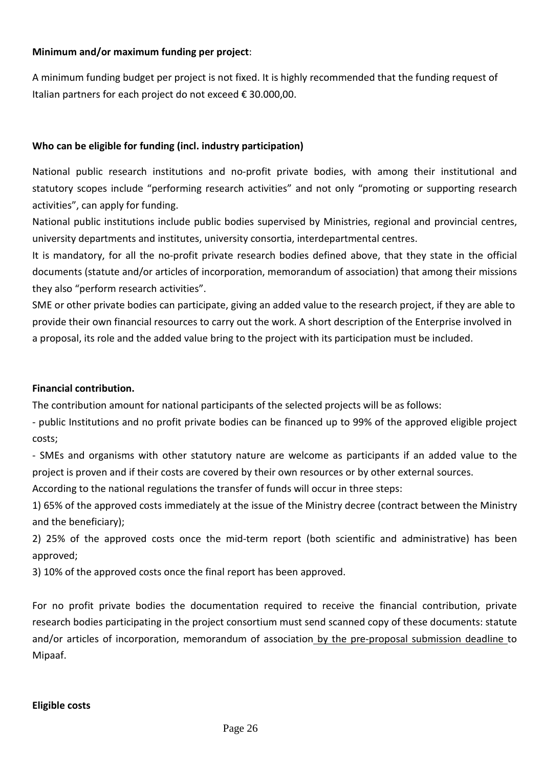**Minimum and/or maximum funding per project**:

A minimum funding budget per project is not fixed. It is highly recommended that the funding request of Italian partners for each project do not exceed € 30.000,00.

**Who can be eligible for funding (incl. industry participation)**

National public research institutions and no-profit private bodies, with among their institutional and statutory scopes include "performing research activities" and not only "promoting or supporting research activities", can apply for funding.

National public institutions include public bodies supervised by Ministries, regional and provincial centres, university departments and institutes, university consortia, interdepartmental centres.

It is mandatory, for all the no-profit private research bodies defined above, that they state in the official documents (statute and/or articles of incorporation, memorandum of association) that among their missions they also "perform research activities".

SME or other private bodies can participate, giving an added value to the research project, if they are able to provide their own financial resources to carry out the work. A short description of the Enterprise involved in a proposal, its role and the added value bring to the project with its participation must be included.

**Financial contribution.**

The contribution amount for national participants of the selected projects will be as follows:

- public Institutions and no profit private bodies can be financed up to 99% of the approved eligible project costs;
- SMEs and organisms with other statutory nature are welcome as participants if an added value to the project is proven and if their costs are covered by their own resources or by other external sources.

According to the national regulations the transfer of funds will occur in three steps:

1) 65% of the approved costs immediately at the issue of the Ministry decree (contract between the Ministry and the beneficiary);
2) 25% of the approved costs once the mid-term report (both scientific and administrative) has been approved;
3) 10% of the approved costs once the final report has been approved.

For no profit private bodies the documentation required to receive the financial contribution, private research bodies participating in the project consortium must send scanned copy of these documents: statute and/or articles of incorporation, memorandum of association by the pre-proposal submission deadline to Mipaaf.

**Eligible costs**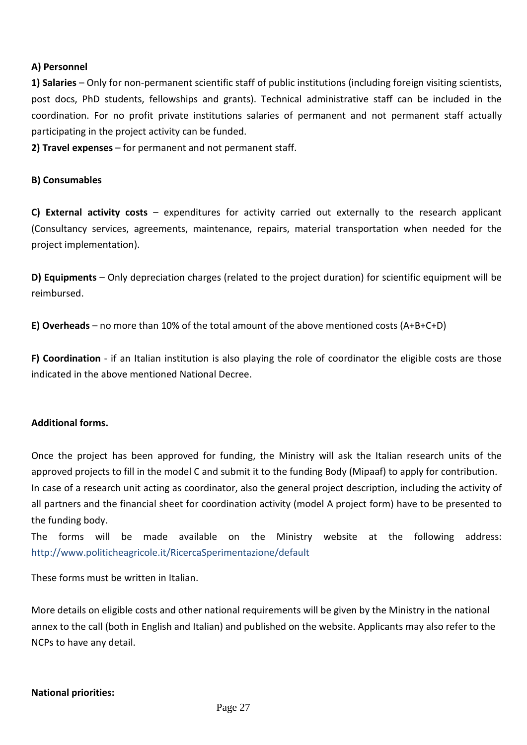**A) Personnel**

**1) Salaries** – Only for non-permanent scientific staff of public institutions (including foreign visiting scientists, post docs, PhD students, fellowships and grants). Technical administrative staff can be included in the coordination. For no profit private institutions salaries of permanent and not permanent staff actually participating in the project activity can be funded.

**2) Travel expenses** – for permanent and not permanent staff.

**B) Consumables**

**C) External activity costs** – expenditures for activity carried out externally to the research applicant (Consultancy services, agreements, maintenance, repairs, material transportation when needed for the project implementation).

**D) Equipments** – Only depreciation charges (related to the project duration) for scientific equipment will be reimbursed.

**E) Overheads** – no more than 10% of the total amount of the above mentioned costs (A+B+C+D)

**F) Coordination** - if an Italian institution is also playing the role of coordinator the eligible costs are those indicated in the above mentioned National Decree.

**Additional forms.**

Once the project has been approved for funding, the Ministry will ask the Italian research units of the approved projects to fill in the model C and submit it to the funding Body (Mipaaf) to apply for contribution. In case of a research unit acting as coordinator, also the general project description, including the activity of all partners and the financial sheet for coordination activity (model A project form) have to be presented to the funding body.

The forms will be made available on the Ministry website at the following address: http://www.politicheagricole.it/RicercaSperimentazione/default

These forms must be written in Italian.

More details on eligible costs and other national requirements will be given by the Ministry in the national annex to the call (both in English and Italian) and published on the website. Applicants may also refer to the NCPs to have any detail.

**National priorities:**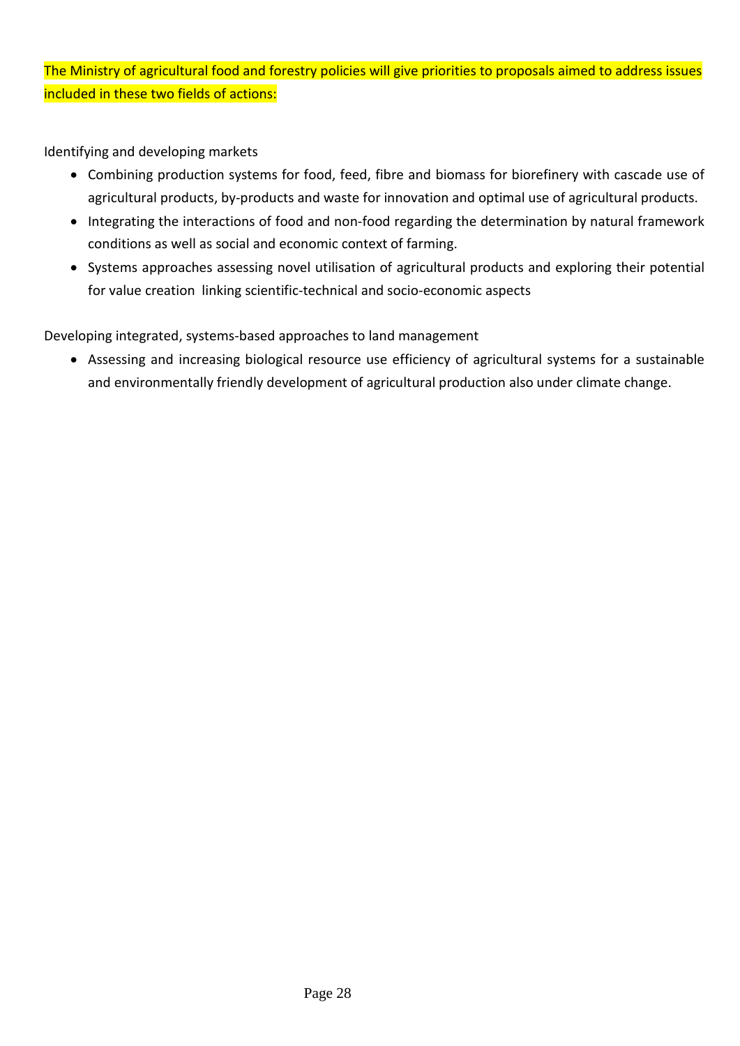The Ministry of agricultural food and forestry policies will give priorities to proposals aimed to address issues included in these two fields of actions:

Identifying and developing markets

- Combining production systems for food, feed, fibre and biomass for biorefinery with cascade use of agricultural products, by-products and waste for innovation and optimal use of agricultural products.
- Integrating the interactions of food and non-food regarding the determination by natural framework conditions as well as social and economic context of farming.
- Systems approaches assessing novel utilisation of agricultural products and exploring their potential for value creation linking scientific-technical and socio-economic aspects

Developing integrated, systems-based approaches to land management

- Assessing and increasing biological resource use efficiency of agricultural systems for a sustainable and environmentally friendly development of agricultural production also under climate change.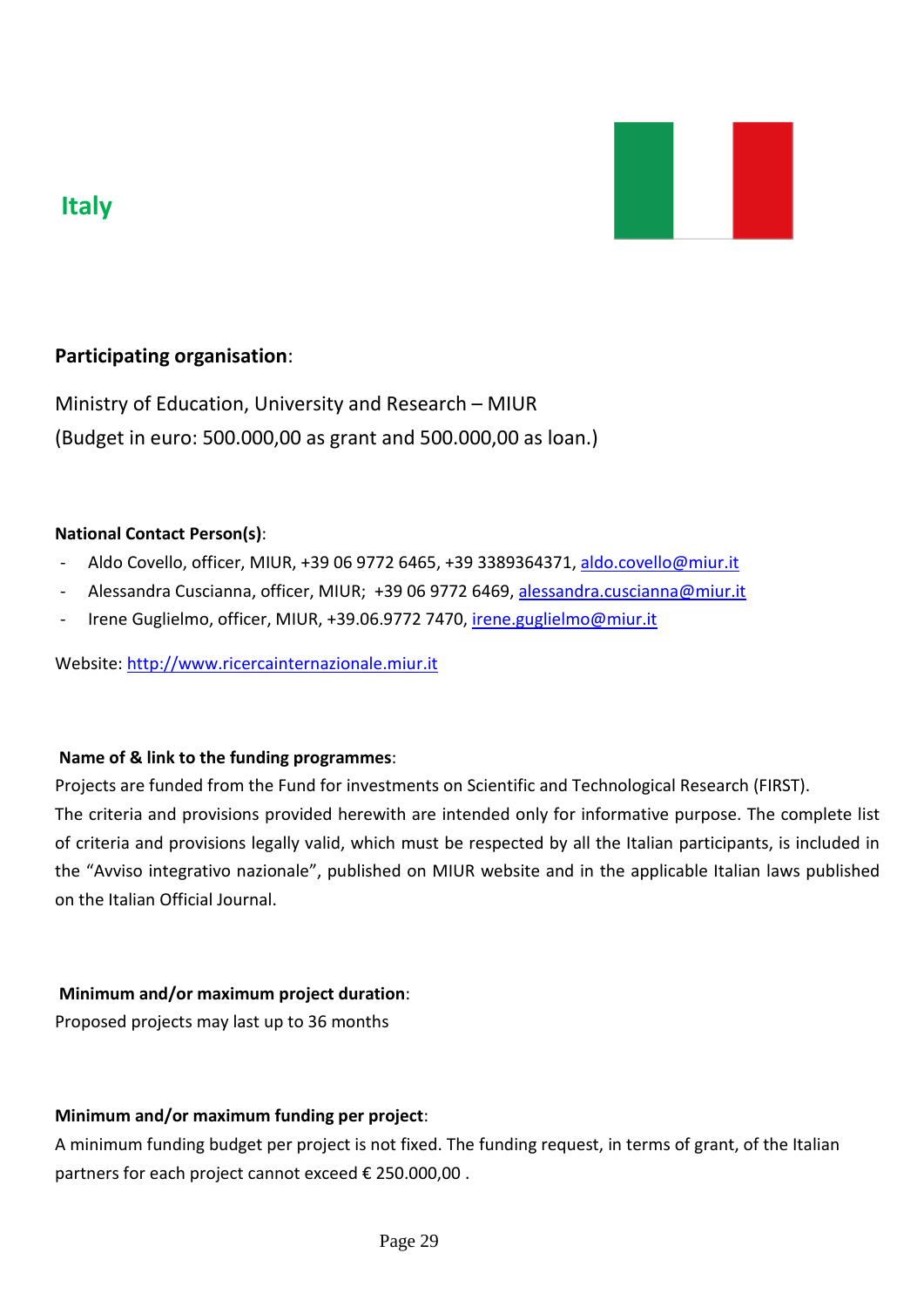# Italy

**Participating organisation**:

Ministry of Education, University and Research – MIUR
(Budget in euro: 500.000,00 as grant and 500.000,00 as loan.)

**National Contact Person(s)**:

- Aldo Covello, officer, MIUR, +39 06 9772 6465, +39 3389364371, aldo.covello@miur.it
- Alessandra Cuscianna, officer, MIUR; +39 06 9772 6469, alessandra.cuscianna@miur.it
- Irene Guglielmo, officer, MIUR, +39.06.9772 7470, irene.guglielmo@miur.it

Website: http://www.ricercainternazionale.miur.it

**Name of & link to the funding programmes**:

Projects are funded from the Fund for investments on Scientific and Technological Research (FIRST).
The criteria and provisions provided herewith are intended only for informative purpose. The complete list of criteria and provisions legally valid, which must be respected by all the Italian participants, is included in the "Avviso integrativo nazionale", published on MIUR website and in the applicable Italian laws published on the Italian Official Journal.

**Minimum and/or maximum project duration**:

Proposed projects may last up to 36 months

**Minimum and/or maximum funding per project**:

A minimum funding budget per project is not fixed. The funding request, in terms of grant, of the Italian partners for each project cannot exceed € 250.000,00 .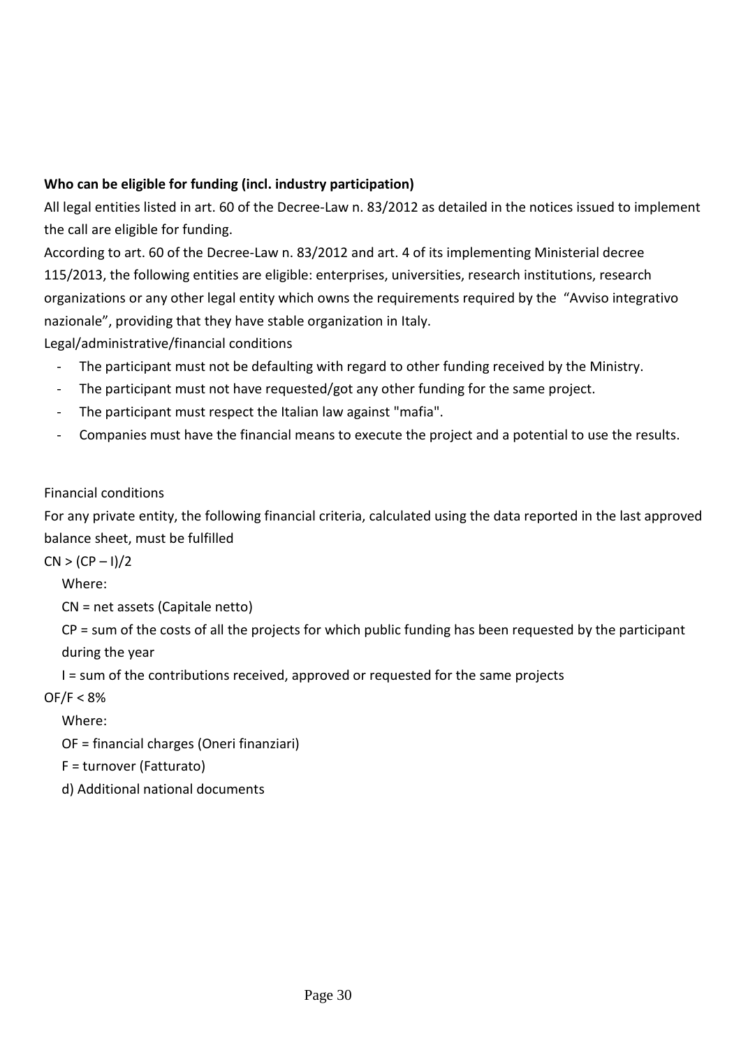**Who can be eligible for funding (incl. industry participation)**

All legal entities listed in art. 60 of the Decree-Law n. 83/2012 as detailed in the notices issued to implement the call are eligible for funding.

According to art. 60 of the Decree-Law n. 83/2012 and art. 4 of its implementing Ministerial decree 115/2013, the following entities are eligible: enterprises, universities, research institutions, research organizations or any other legal entity which owns the requirements required by the "Avviso integrativo nazionale", providing that they have stable organization in Italy.

Legal/administrative/financial conditions

- The participant must not be defaulting with regard to other funding received by the Ministry.
- The participant must not have requested/got any other funding for the same project.
- The participant must respect the Italian law against "mafia".
- Companies must have the financial means to execute the project and a potential to use the results.

Financial conditions

For any private entity, the following financial criteria, calculated using the data reported in the last approved balance sheet, must be fulfilled

$CN > (CP - I)/2$

Where:

CN = net assets (Capitale netto)

CP = sum of the costs of all the projects for which public funding has been requested by the participant during the year

I = sum of the contributions received, approved or requested for the same projects

$OF/F < 8\%$

Where:

OF = financial charges (Oneri finanziari)

F = turnover (Fatturato)

d) Additional national documents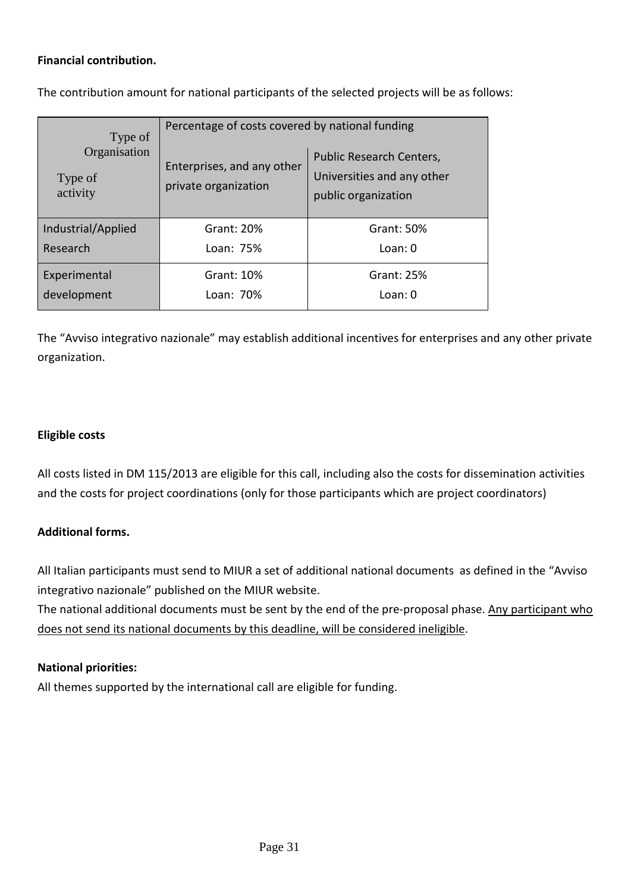**Financial contribution.**

The contribution amount for national participants of the selected projects will be as follows:

| Type of Organisation / Type of activity | Percentage of costs covered by national funding | |
|---|---|---|
| | Enterprises, and any other private organization | Public Research Centers, Universities and any other public organization |
| Industrial/Applied Research | Grant: 20%<br>Loan: 75% | Grant: 50%<br>Loan: 0 |
| Experimental development | Grant: 10%<br>Loan: 70% | Grant: 25%<br>Loan: 0 |

The "Avviso integrativo nazionale" may establish additional incentives for enterprises and any other private organization.

**Eligible costs**

All costs listed in DM 115/2013 are eligible for this call, including also the costs for dissemination activities and the costs for project coordinations (only for those participants which are project coordinators)

**Additional forms.**

All Italian participants must send to MIUR a set of additional national documents as defined in the "Avviso integrativo nazionale" published on the MIUR website.

The national additional documents must be sent by the end of the pre-proposal phase. Any participant who does not send its national documents by this deadline, will be considered ineligible.

**National priorities:**

All themes supported by the international call are eligible for funding.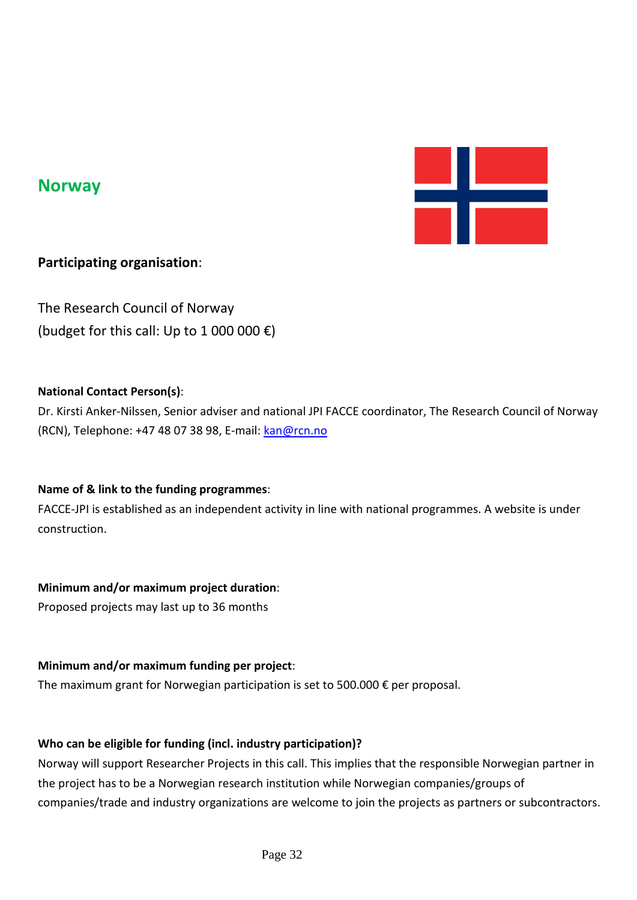## Norway

**Participating organisation**:

The Research Council of Norway
(budget for this call: Up to 1 000 000 €)

**National Contact Person(s)**:
Dr. Kirsti Anker-Nilssen, Senior adviser and national JPI FACCE coordinator, The Research Council of Norway (RCN), Telephone: +47 48 07 38 98, E-mail: kan@rcn.no

**Name of & link to the funding programmes**:
FACCE-JPI is established as an independent activity in line with national programmes. A website is under construction.

**Minimum and/or maximum project duration**:
Proposed projects may last up to 36 months

**Minimum and/or maximum funding per project**:
The maximum grant for Norwegian participation is set to 500.000 € per proposal.

**Who can be eligible for funding (incl. industry participation)?**
Norway will support Researcher Projects in this call. This implies that the responsible Norwegian partner in the project has to be a Norwegian research institution while Norwegian companies/groups of companies/trade and industry organizations are welcome to join the projects as partners or subcontractors.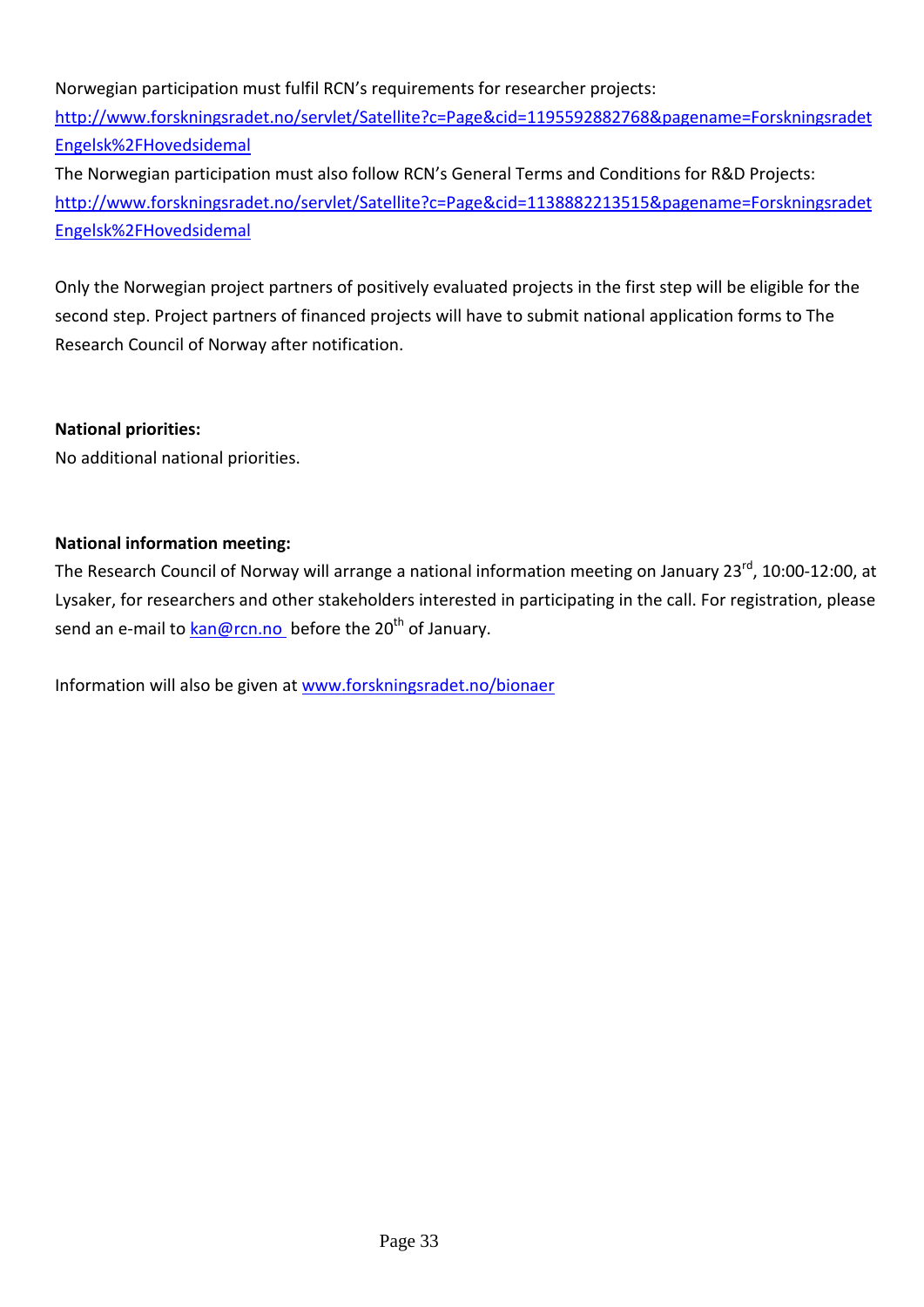Norwegian participation must fulfil RCN's requirements for researcher projects:
[http://www.forskningsradet.no/servlet/Satellite?c=Page&cid=1195592882768&pagename=ForskningsradetEngelsk%2FHovedsidemal](http://www.forskningsradet.no/servlet/Satellite?c=Page&cid=1195592882768&pagename=ForskningsradetEngelsk%2FHovedsidemal)
The Norwegian participation must also follow RCN's General Terms and Conditions for R&D Projects:
[http://www.forskningsradet.no/servlet/Satellite?c=Page&cid=1138882213515&pagename=ForskningsradetEngelsk%2FHovedsidemal](http://www.forskningsradet.no/servlet/Satellite?c=Page&cid=1138882213515&pagename=ForskningsradetEngelsk%2FHovedsidemal)

Only the Norwegian project partners of positively evaluated projects in the first step will be eligible for the second step. Project partners of financed projects will have to submit national application forms to The Research Council of Norway after notification.

**National priorities:**
No additional national priorities.

**National information meeting:**
The Research Council of Norway will arrange a national information meeting on January 23rd, 10:00-12:00, at Lysaker, for researchers and other stakeholders interested in participating in the call. For registration, please send an e-mail to [kan@rcn.no](mailto:kan@rcn.no) before the 20th of January.

Information will also be given at [www.forskningsradet.no/bionaer](http://www.forskningsradet.no/bionaer)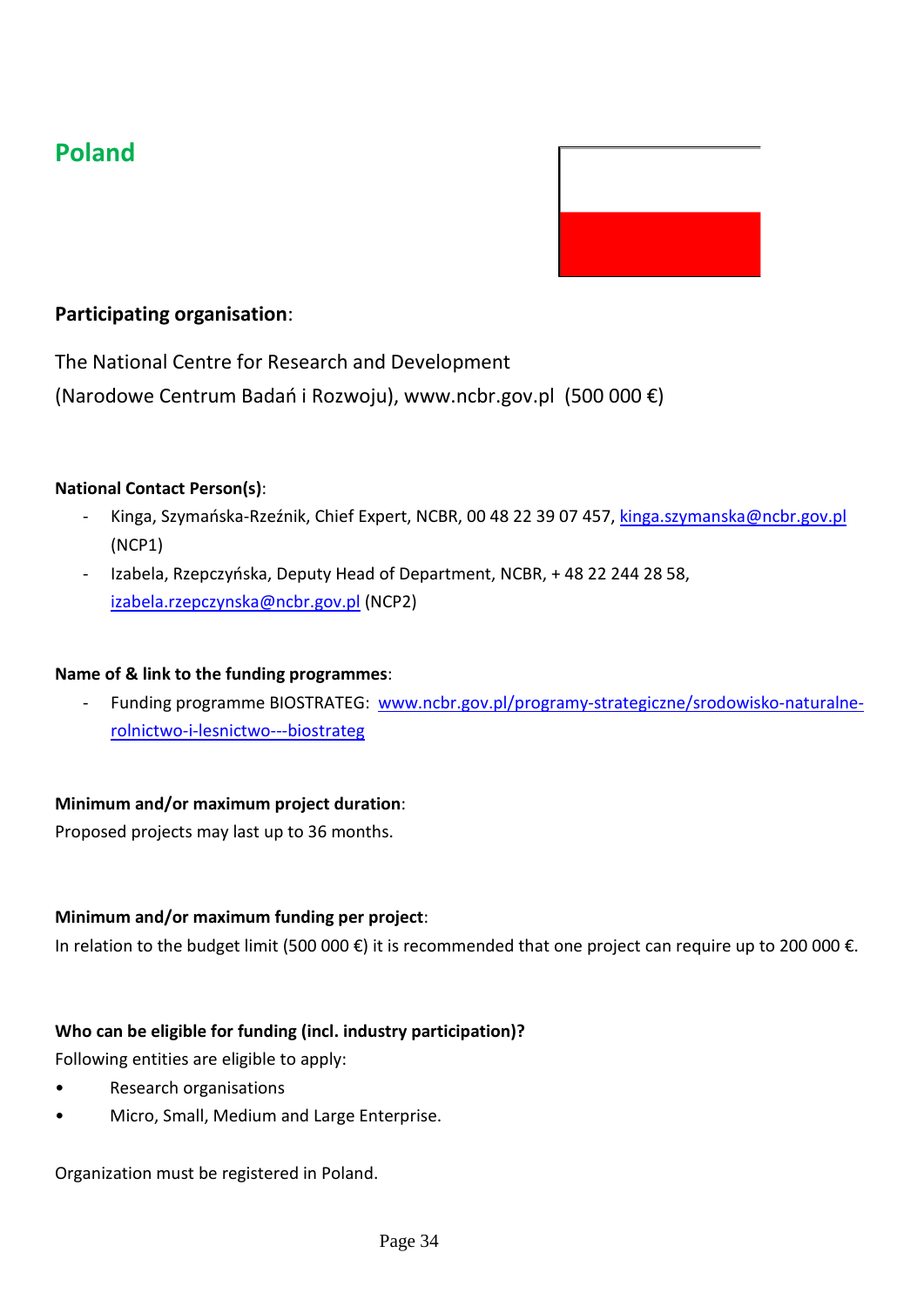## Poland

**Participating organisation**:

The National Centre for Research and Development
(Narodowe Centrum Badań i Rozwoju), www.ncbr.gov.pl (500 000 €)

**National Contact Person(s)**:

- Kinga, Szymańska-Rzeźnik, Chief Expert, NCBR, 00 48 22 39 07 457, kinga.szymanska@ncbr.gov.pl (NCP1)
- Izabela, Rzepczyńska, Deputy Head of Department, NCBR, + 48 22 244 28 58, izabela.rzepczynska@ncbr.gov.pl (NCP2)

**Name of & link to the funding programmes**:

- Funding programme BIOSTRATEG: www.ncbr.gov.pl/programy-strategiczne/srodowisko-naturalne-rolnictwo-i-lesnictwo---biostrateg

**Minimum and/or maximum project duration**:

Proposed projects may last up to 36 months.

**Minimum and/or maximum funding per project**:

In relation to the budget limit (500 000 €) it is recommended that one project can require up to 200 000 €.

**Who can be eligible for funding (incl. industry participation)?**

Following entities are eligible to apply:

- Research organisations
- Micro, Small, Medium and Large Enterprise.

Organization must be registered in Poland.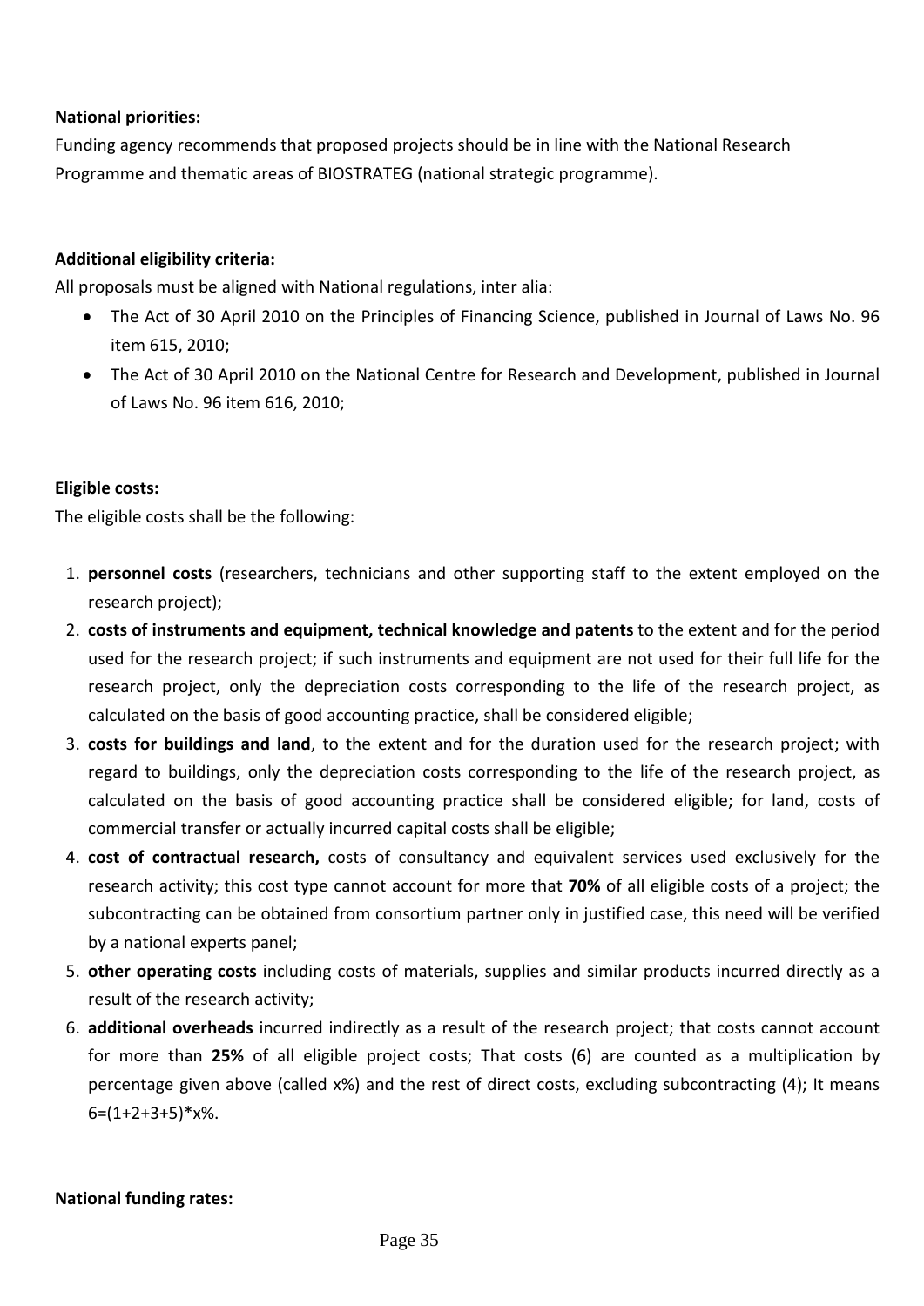**National priorities:**

Funding agency recommends that proposed projects should be in line with the National Research Programme and thematic areas of BIOSTRATEG (national strategic programme).

**Additional eligibility criteria:**

All proposals must be aligned with National regulations, inter alia:

- The Act of 30 April 2010 on the Principles of Financing Science, published in Journal of Laws No. 96 item 615, 2010;
- The Act of 30 April 2010 on the National Centre for Research and Development, published in Journal of Laws No. 96 item 616, 2010;

**Eligible costs:**

The eligible costs shall be the following:

1. **personnel costs** (researchers, technicians and other supporting staff to the extent employed on the research project);
2. **costs of instruments and equipment, technical knowledge and patents** to the extent and for the period used for the research project; if such instruments and equipment are not used for their full life for the research project, only the depreciation costs corresponding to the life of the research project, as calculated on the basis of good accounting practice, shall be considered eligible;
3. **costs for buildings and land**, to the extent and for the duration used for the research project; with regard to buildings, only the depreciation costs corresponding to the life of the research project, as calculated on the basis of good accounting practice shall be considered eligible; for land, costs of commercial transfer or actually incurred capital costs shall be eligible;
4. **cost of contractual research,** costs of consultancy and equivalent services used exclusively for the research activity; this cost type cannot account for more that **70%** of all eligible costs of a project; the subcontracting can be obtained from consortium partner only in justified case, this need will be verified by a national experts panel;
5. **other operating costs** including costs of materials, supplies and similar products incurred directly as a result of the research activity;
6. **additional overheads** incurred indirectly as a result of the research project; that costs cannot account for more than **25%** of all eligible project costs; That costs (6) are counted as a multiplication by percentage given above (called x%) and the rest of direct costs, excluding subcontracting (4); It means 6=(1+2+3+5)*x%.

**National funding rates:**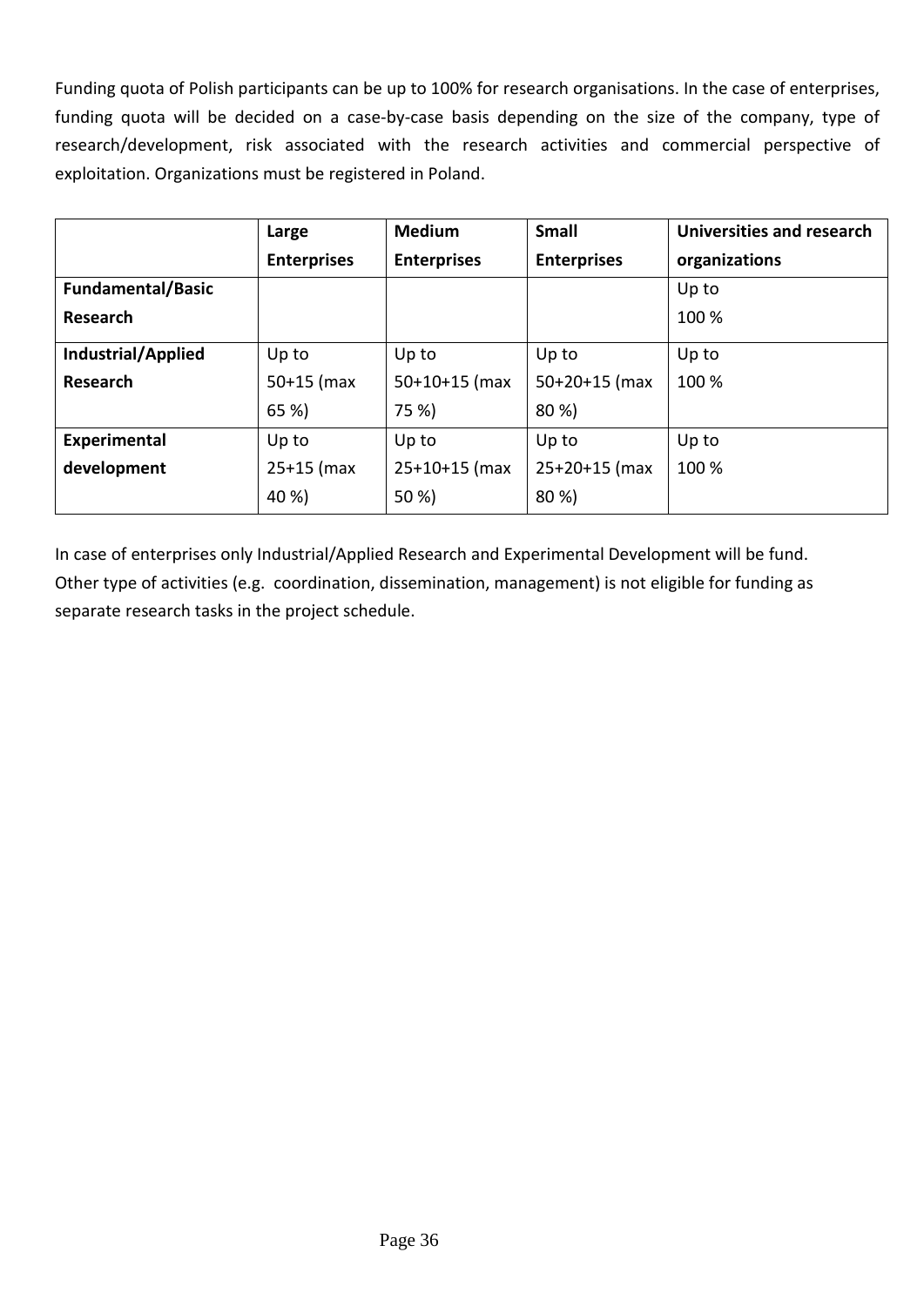Funding quota of Polish participants can be up to 100% for research organisations. In the case of enterprises, funding quota will be decided on a case-by-case basis depending on the size of the company, type of research/development, risk associated with the research activities and commercial perspective of exploitation. Organizations must be registered in Poland.

| | **Large Enterprises** | **Medium Enterprises** | **Small Enterprises** | **Universities and research organizations** |
|---|---|---|---|---|
| **Fundamental/Basic Research** | | | | Up to 100 % |
| **Industrial/Applied Research** | Up to 50+15 (max 65 %) | Up to 50+10+15 (max 75 %) | Up to 50+20+15 (max 80 %) | Up to 100 % |
| **Experimental development** | Up to 25+15 (max 40 %) | Up to 25+10+15 (max 50 %) | Up to 25+20+15 (max 80 %) | Up to 100 % |

In case of enterprises only Industrial/Applied Research and Experimental Development will be fund. Other type of activities (e.g. coordination, dissemination, management) is not eligible for funding as separate research tasks in the project schedule.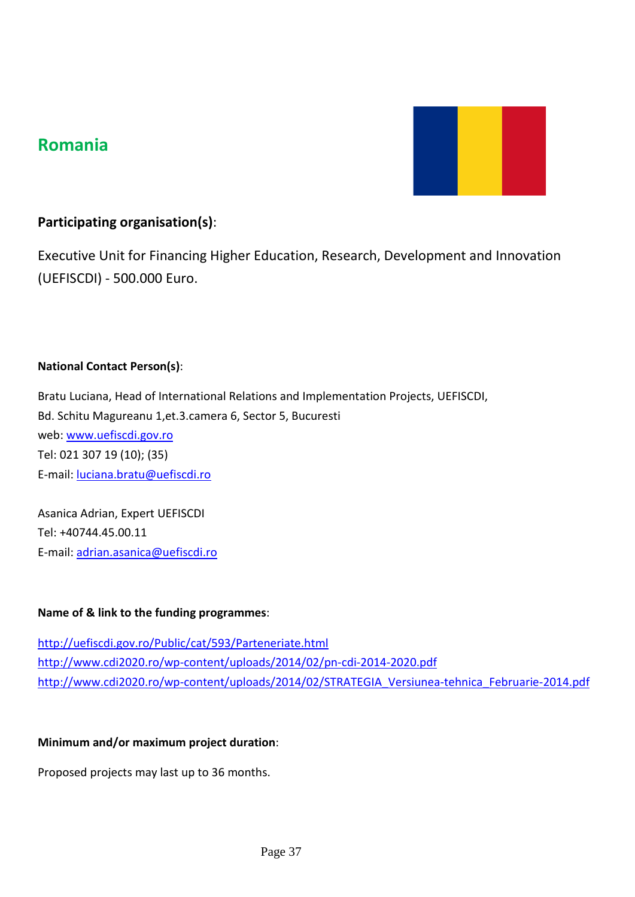## Romania

**Participating organisation(s)**:

Executive Unit for Financing Higher Education, Research, Development and Innovation (UEFISCDI) - 500.000 Euro.

**National Contact Person(s)**:

Bratu Luciana, Head of International Relations and Implementation Projects, UEFISCDI,
Bd. Schitu Magureanu 1,et.3.camera 6, Sector 5, Bucuresti
web: www.uefiscdi.gov.ro
Tel: 021 307 19 (10); (35)
E-mail: luciana.bratu@uefiscdi.ro

Asanica Adrian, Expert UEFISCDI
Tel: +40744.45.00.11
E-mail: adrian.asanica@uefiscdi.ro

**Name of & link to the funding programmes**:

http://uefiscdi.gov.ro/Public/cat/593/Parteneriate.html
http://www.cdi2020.ro/wp-content/uploads/2014/02/pn-cdi-2014-2020.pdf
http://www.cdi2020.ro/wp-content/uploads/2014/02/STRATEGIA_Versiunea-tehnica_Februarie-2014.pdf

**Minimum and/or maximum project duration**:

Proposed projects may last up to 36 months.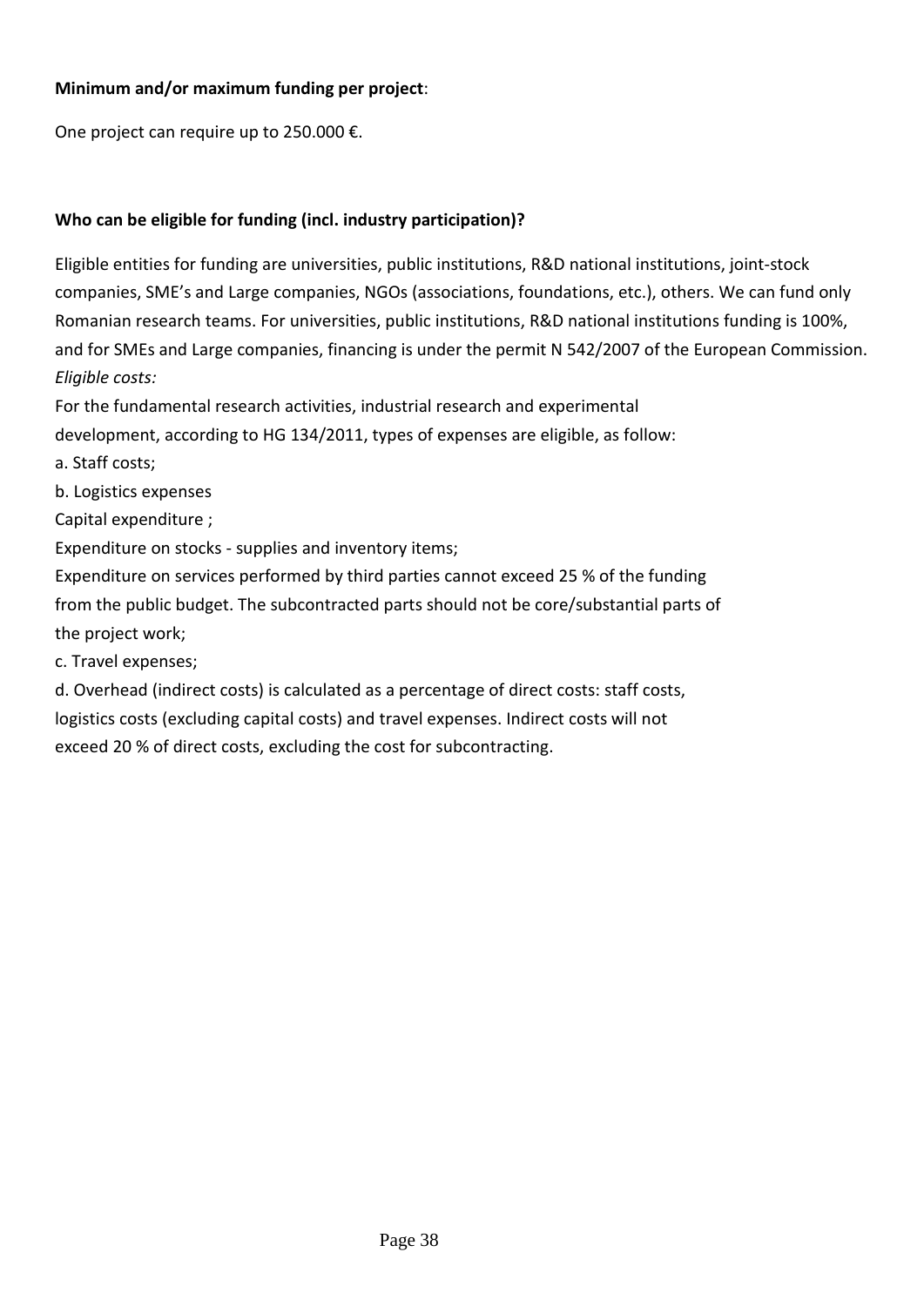**Minimum and/or maximum funding per project**:

One project can require up to 250.000 €.

**Who can be eligible for funding (incl. industry participation)?**

Eligible entities for funding are universities, public institutions, R&D national institutions, joint-stock companies, SME's and Large companies, NGOs (associations, foundations, etc.), others. We can fund only Romanian research teams. For universities, public institutions, R&D national institutions funding is 100%, and for SMEs and Large companies, financing is under the permit N 542/2007 of the European Commission.

*Eligible costs:*

For the fundamental research activities, industrial research and experimental development, according to HG 134/2011, types of expenses are eligible, as follow:

a. Staff costs;

b. Logistics expenses

Capital expenditure ;

Expenditure on stocks - supplies and inventory items;

Expenditure on services performed by third parties cannot exceed 25 % of the funding from the public budget. The subcontracted parts should not be core/substantial parts of the project work;

c. Travel expenses;

d. Overhead (indirect costs) is calculated as a percentage of direct costs: staff costs, logistics costs (excluding capital costs) and travel expenses. Indirect costs will not exceed 20 % of direct costs, excluding the cost for subcontracting.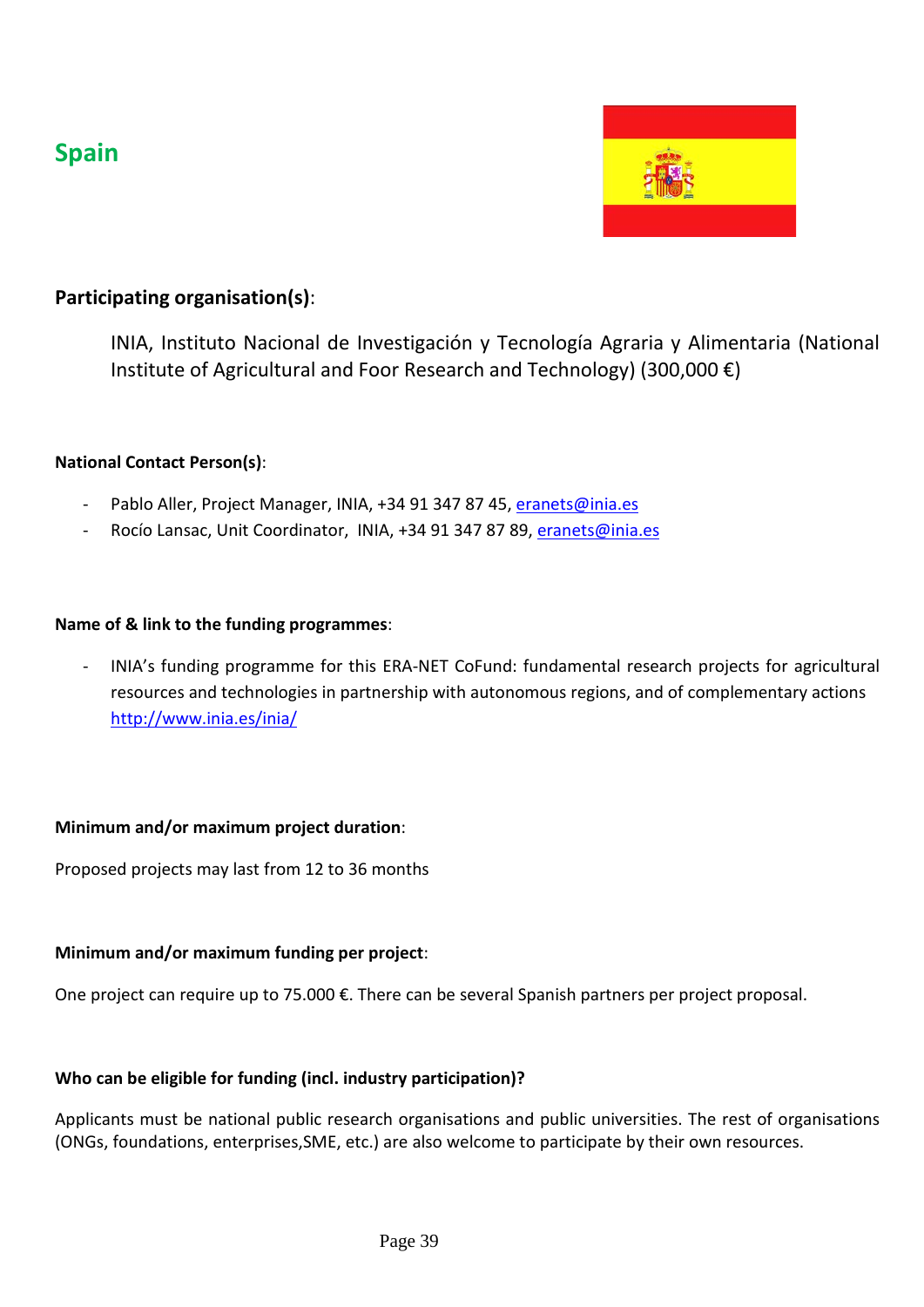## Spain

**Participating organisation(s)**:

INIA, Instituto Nacional de Investigación y Tecnología Agraria y Alimentaria (National Institute of Agricultural and Foor Research and Technology) (300,000 €)

**National Contact Person(s)**:

- Pablo Aller, Project Manager, INIA, +34 91 347 87 45, eranets@inia.es
- Rocío Lansac, Unit Coordinator, INIA, +34 91 347 87 89, eranets@inia.es

**Name of & link to the funding programmes**:

- INIA's funding programme for this ERA-NET CoFund: fundamental research projects for agricultural resources and technologies in partnership with autonomous regions, and of complementary actions http://www.inia.es/inia/

**Minimum and/or maximum project duration**:

Proposed projects may last from 12 to 36 months

**Minimum and/or maximum funding per project**:

One project can require up to 75.000 €. There can be several Spanish partners per project proposal.

**Who can be eligible for funding (incl. industry participation)?**

Applicants must be national public research organisations and public universities. The rest of organisations (ONGs, foundations, enterprises,SME, etc.) are also welcome to participate by their own resources.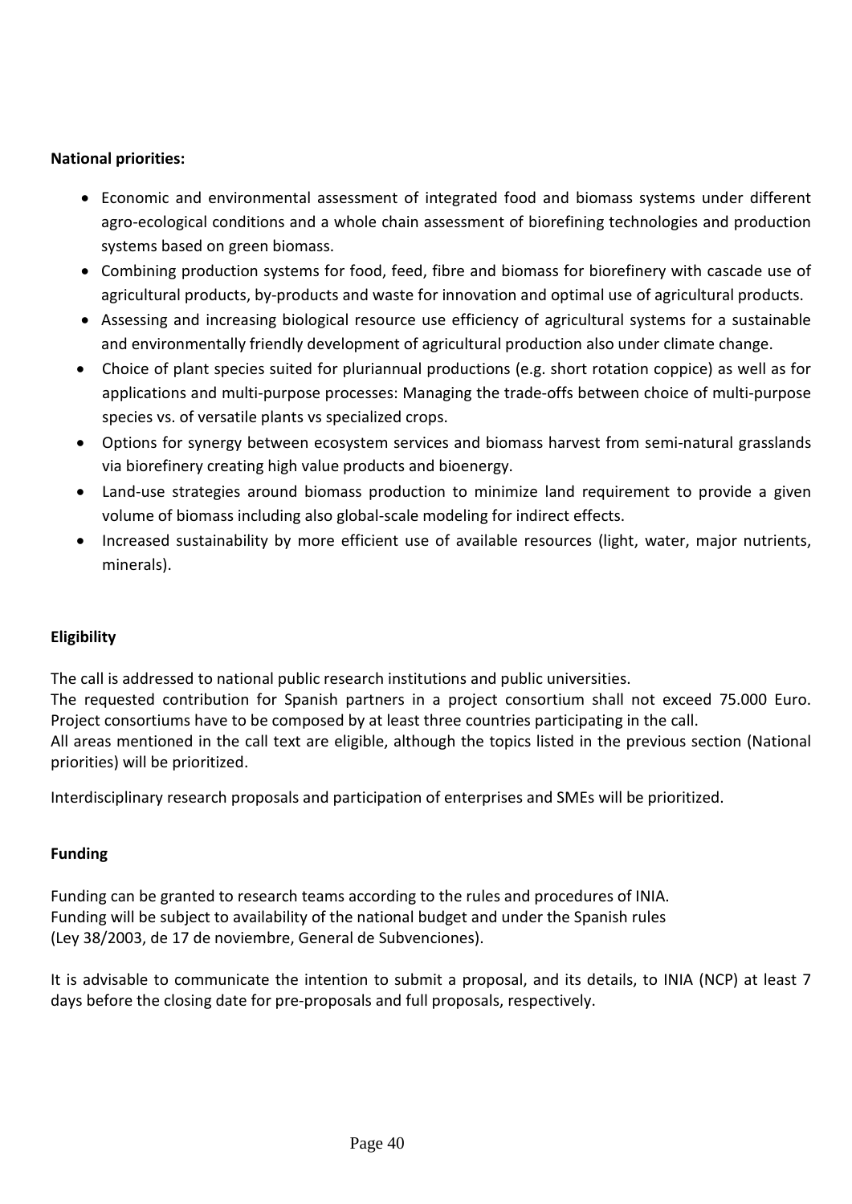**National priorities:**

- Economic and environmental assessment of integrated food and biomass systems under different agro-ecological conditions and a whole chain assessment of biorefining technologies and production systems based on green biomass.
- Combining production systems for food, feed, fibre and biomass for biorefinery with cascade use of agricultural products, by-products and waste for innovation and optimal use of agricultural products.
- Assessing and increasing biological resource use efficiency of agricultural systems for a sustainable and environmentally friendly development of agricultural production also under climate change.
- Choice of plant species suited for pluriannual productions (e.g. short rotation coppice) as well as for applications and multi-purpose processes: Managing the trade-offs between choice of multi-purpose species vs. of versatile plants vs specialized crops.
- Options for synergy between ecosystem services and biomass harvest from semi-natural grasslands via biorefinery creating high value products and bioenergy.
- Land-use strategies around biomass production to minimize land requirement to provide a given volume of biomass including also global-scale modeling for indirect effects.
- Increased sustainability by more efficient use of available resources (light, water, major nutrients, minerals).

**Eligibility**

The call is addressed to national public research institutions and public universities.
The requested contribution for Spanish partners in a project consortium shall not exceed 75.000 Euro. Project consortiums have to be composed by at least three countries participating in the call.
All areas mentioned in the call text are eligible, although the topics listed in the previous section (National priorities) will be prioritized.

Interdisciplinary research proposals and participation of enterprises and SMEs will be prioritized.

**Funding**

Funding can be granted to research teams according to the rules and procedures of INIA.
Funding will be subject to availability of the national budget and under the Spanish rules (Ley 38/2003, de 17 de noviembre, General de Subvenciones).

It is advisable to communicate the intention to submit a proposal, and its details, to INIA (NCP) at least 7 days before the closing date for pre-proposals and full proposals, respectively.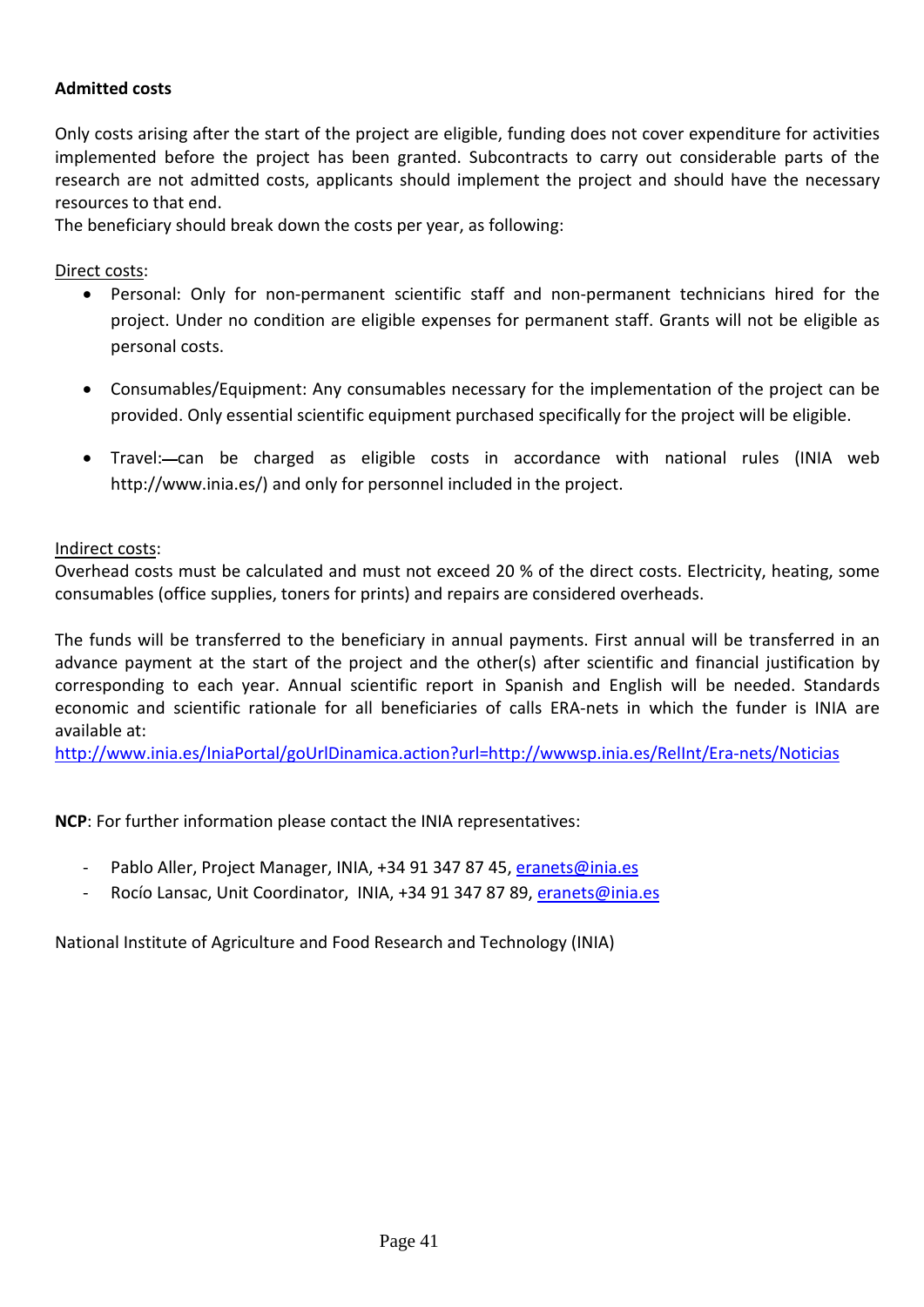**Admitted costs**

Only costs arising after the start of the project are eligible, funding does not cover expenditure for activities implemented before the project has been granted. Subcontracts to carry out considerable parts of the research are not admitted costs, applicants should implement the project and should have the necessary resources to that end.
The beneficiary should break down the costs per year, as following:

Direct costs:

- Personal: Only for non-permanent scientific staff and non-permanent technicians hired for the project. Under no condition are eligible expenses for permanent staff. Grants will not be eligible as personal costs.
- Consumables/Equipment: Any consumables necessary for the implementation of the project can be provided. Only essential scientific equipment purchased specifically for the project will be eligible.
- Travel:—can be charged as eligible costs in accordance with national rules (INIA web http://www.inia.es/) and only for personnel included in the project.

Indirect costs:
Overhead costs must be calculated and must not exceed 20 % of the direct costs. Electricity, heating, some consumables (office supplies, toners for prints) and repairs are considered overheads.

The funds will be transferred to the beneficiary in annual payments. First annual will be transferred in an advance payment at the start of the project and the other(s) after scientific and financial justification by corresponding to each year. Annual scientific report in Spanish and English will be needed. Standards economic and scientific rationale for all beneficiaries of calls ERA-nets in which the funder is INIA are available at:
http://www.inia.es/IniaPortal/goUrlDinamica.action?url=http://wwwsp.inia.es/RelInt/Era-nets/Noticias

**NCP**: For further information please contact the INIA representatives:

- Pablo Aller, Project Manager, INIA, +34 91 347 87 45, eranets@inia.es
- Rocío Lansac, Unit Coordinator, INIA, +34 91 347 87 89, eranets@inia.es

National Institute of Agriculture and Food Research and Technology (INIA)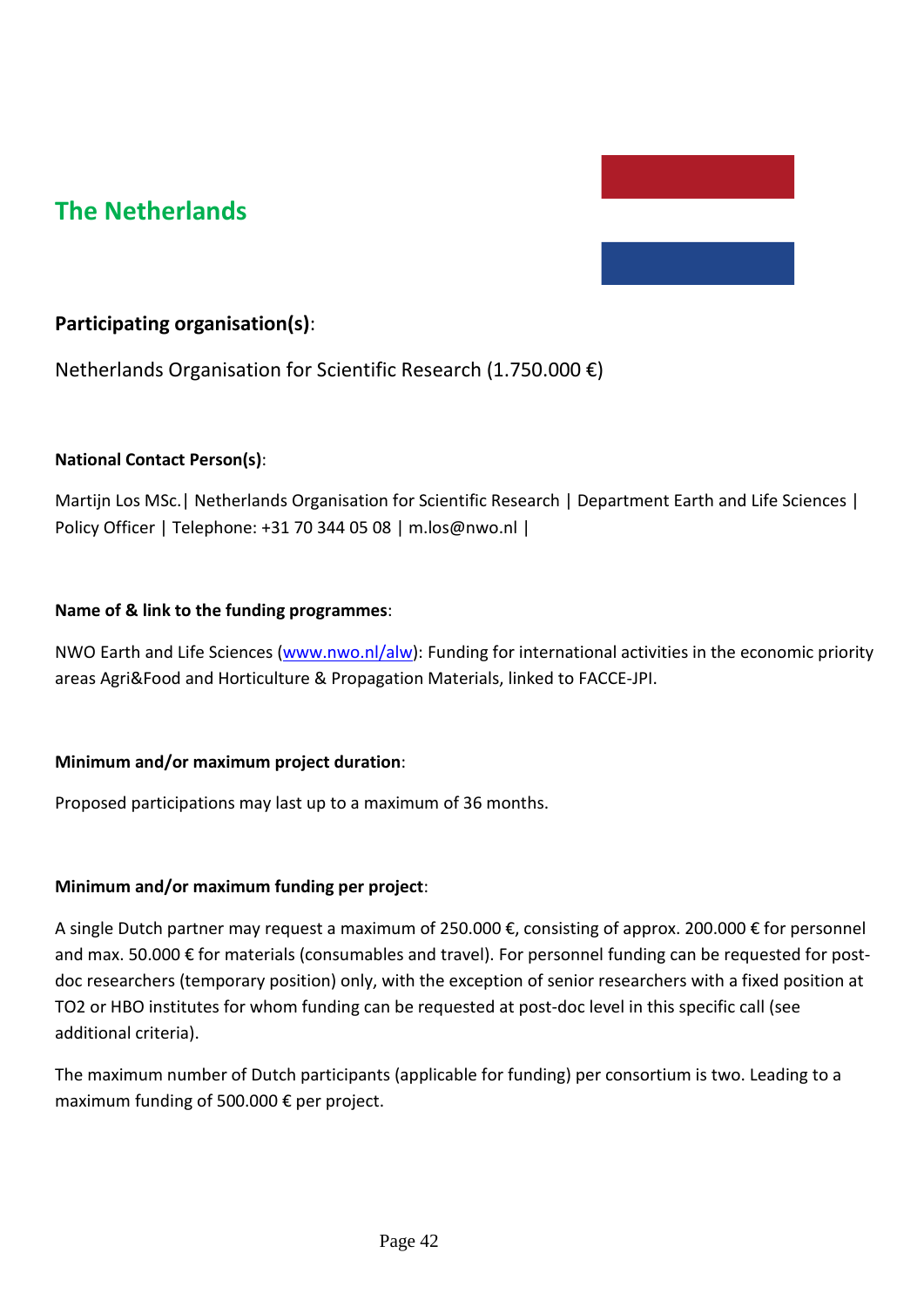## The Netherlands

### **Participating organisation(s)**:

Netherlands Organisation for Scientific Research (1.750.000 €)

**National Contact Person(s)**:

Martijn Los MSc.| Netherlands Organisation for Scientific Research | Department Earth and Life Sciences | Policy Officer | Telephone: +31 70 344 05 08 | m.los@nwo.nl |

**Name of & link to the funding programmes**:

NWO Earth and Life Sciences (www.nwo.nl/alw): Funding for international activities in the economic priority areas Agri&Food and Horticulture & Propagation Materials, linked to FACCE-JPI.

**Minimum and/or maximum project duration**:

Proposed participations may last up to a maximum of 36 months.

**Minimum and/or maximum funding per project**:

A single Dutch partner may request a maximum of 250.000 €, consisting of approx. 200.000 € for personnel and max. 50.000 € for materials (consumables and travel). For personnel funding can be requested for post-doc researchers (temporary position) only, with the exception of senior researchers with a fixed position at TO2 or HBO institutes for whom funding can be requested at post-doc level in this specific call (see additional criteria).

The maximum number of Dutch participants (applicable for funding) per consortium is two. Leading to a maximum funding of 500.000 € per project.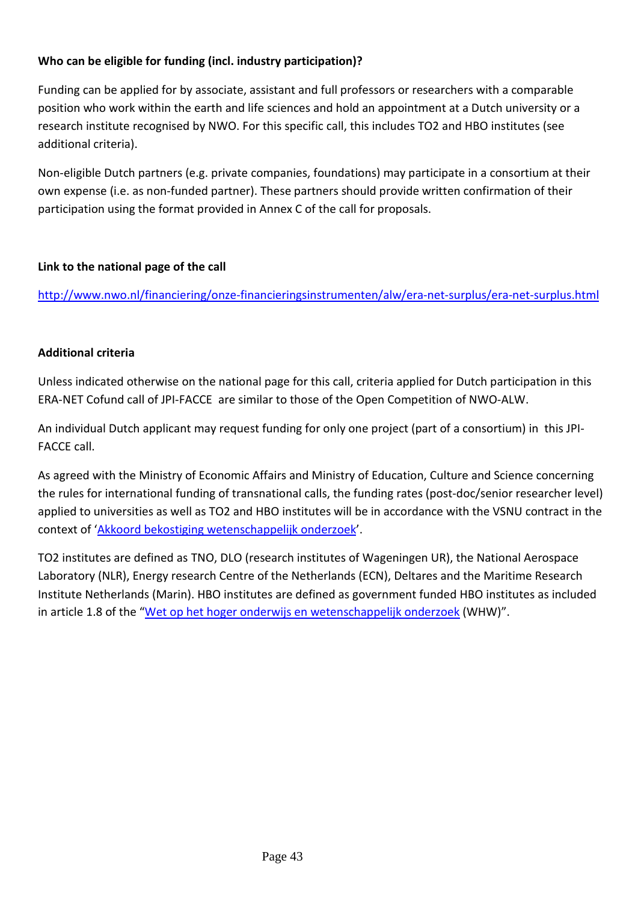**Who can be eligible for funding (incl. industry participation)?**

Funding can be applied for by associate, assistant and full professors or researchers with a comparable position who work within the earth and life sciences and hold an appointment at a Dutch university or a research institute recognised by NWO. For this specific call, this includes TO2 and HBO institutes (see additional criteria).

Non-eligible Dutch partners (e.g. private companies, foundations) may participate in a consortium at their own expense (i.e. as non-funded partner). These partners should provide written confirmation of their participation using the format provided in Annex C of the call for proposals.

**Link to the national page of the call**

http://www.nwo.nl/financiering/onze-financieringsinstrumenten/alw/era-net-surplus/era-net-surplus.html

**Additional criteria**

Unless indicated otherwise on the national page for this call, criteria applied for Dutch participation in this ERA-NET Cofund call of JPI-FACCE are similar to those of the Open Competition of NWO-ALW.

An individual Dutch applicant may request funding for only one project (part of a consortium) in this JPI-FACCE call.

As agreed with the Ministry of Economic Affairs and Ministry of Education, Culture and Science concerning the rules for international funding of transnational calls, the funding rates (post-doc/senior researcher level) applied to universities as well as TO2 and HBO institutes will be in accordance with the VSNU contract in the context of 'Akkoord bekostiging wetenschappelijk onderzoek'.

TO2 institutes are defined as TNO, DLO (research institutes of Wageningen UR), the National Aerospace Laboratory (NLR), Energy research Centre of the Netherlands (ECN), Deltares and the Maritime Research Institute Netherlands (Marin). HBO institutes are defined as government funded HBO institutes as included in article 1.8 of the "Wet op het hoger onderwijs en wetenschappelijk onderzoek (WHW)".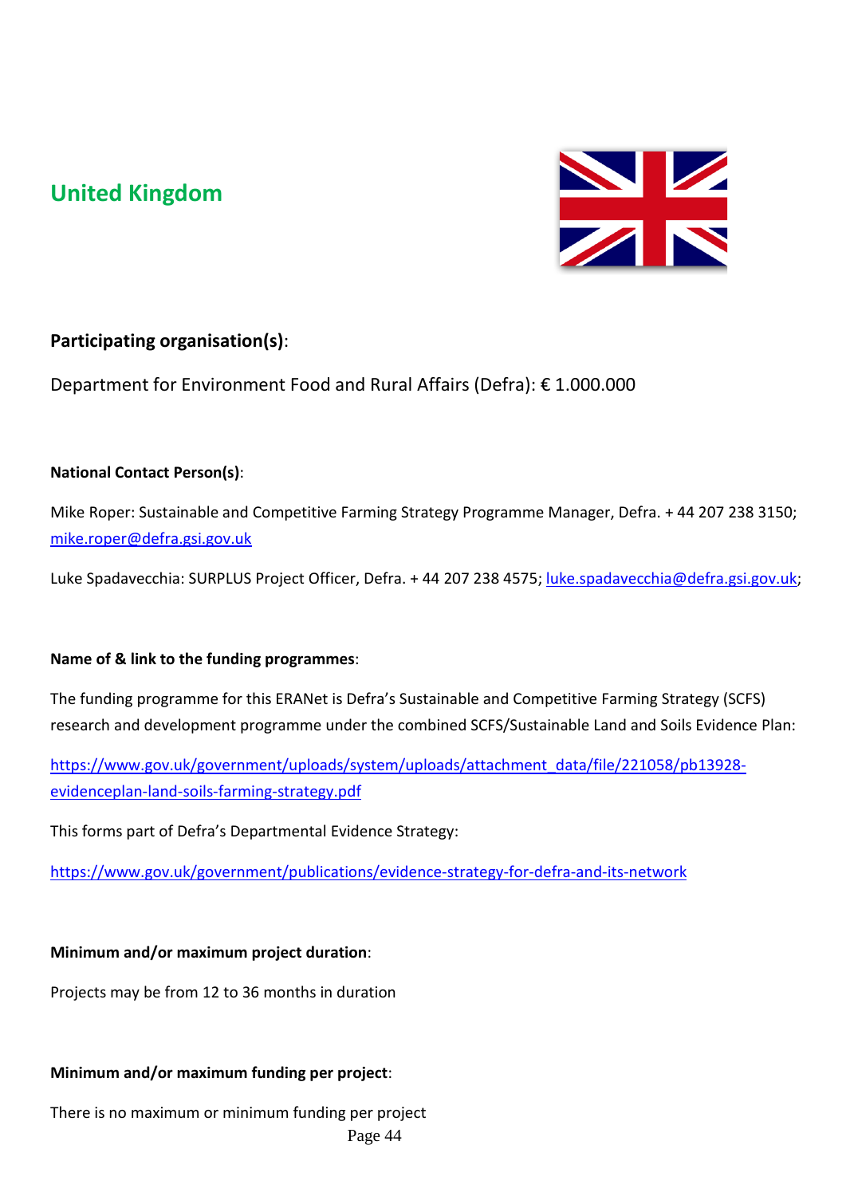## United Kingdom

### **Participating organisation(s)**:

Department for Environment Food and Rural Affairs (Defra): € 1.000.000

**National Contact Person(s)**:

Mike Roper: Sustainable and Competitive Farming Strategy Programme Manager, Defra. + 44 207 238 3150; mike.roper@defra.gsi.gov.uk

Luke Spadavecchia: SURPLUS Project Officer, Defra. + 44 207 238 4575; luke.spadavecchia@defra.gsi.gov.uk;

**Name of & link to the funding programmes**:

The funding programme for this ERANet is Defra's Sustainable and Competitive Farming Strategy (SCFS) research and development programme under the combined SCFS/Sustainable Land and Soils Evidence Plan:

https://www.gov.uk/government/uploads/system/uploads/attachment_data/file/221058/pb13928-evidenceplan-land-soils-farming-strategy.pdf

This forms part of Defra's Departmental Evidence Strategy:

https://www.gov.uk/government/publications/evidence-strategy-for-defra-and-its-network

**Minimum and/or maximum project duration**:

Projects may be from 12 to 36 months in duration

**Minimum and/or maximum funding per project**:

There is no maximum or minimum funding per project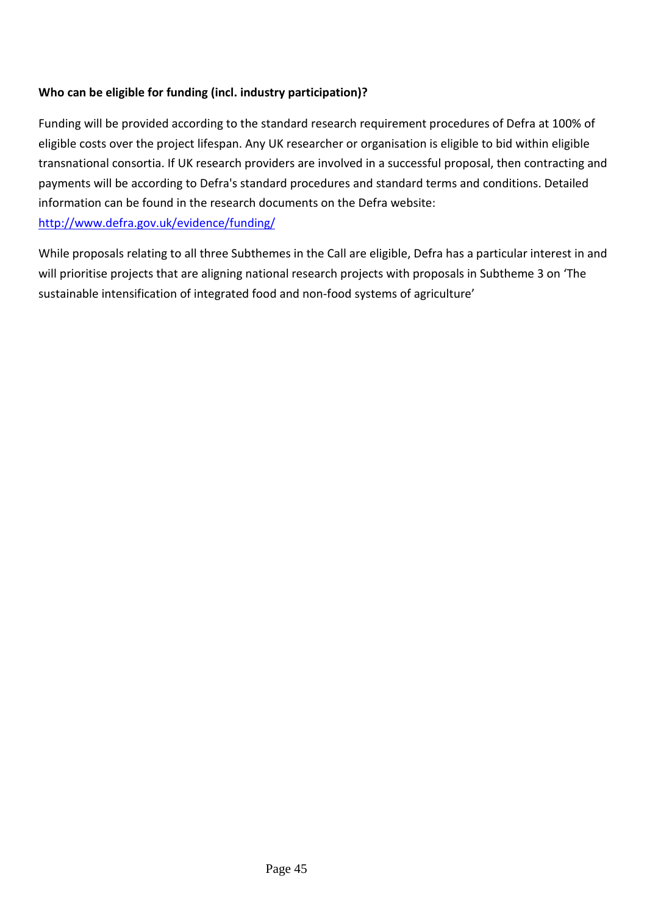**Who can be eligible for funding (incl. industry participation)?**

Funding will be provided according to the standard research requirement procedures of Defra at 100% of eligible costs over the project lifespan. Any UK researcher or organisation is eligible to bid within eligible transnational consortia. If UK research providers are involved in a successful proposal, then contracting and payments will be according to Defra's standard procedures and standard terms and conditions. Detailed information can be found in the research documents on the Defra website: [http://www.defra.gov.uk/evidence/funding/](http://www.defra.gov.uk/evidence/funding/)

While proposals relating to all three Subthemes in the Call are eligible, Defra has a particular interest in and will prioritise projects that are aligning national research projects with proposals in Subtheme 3 on 'The sustainable intensification of integrated food and non-food systems of agriculture'